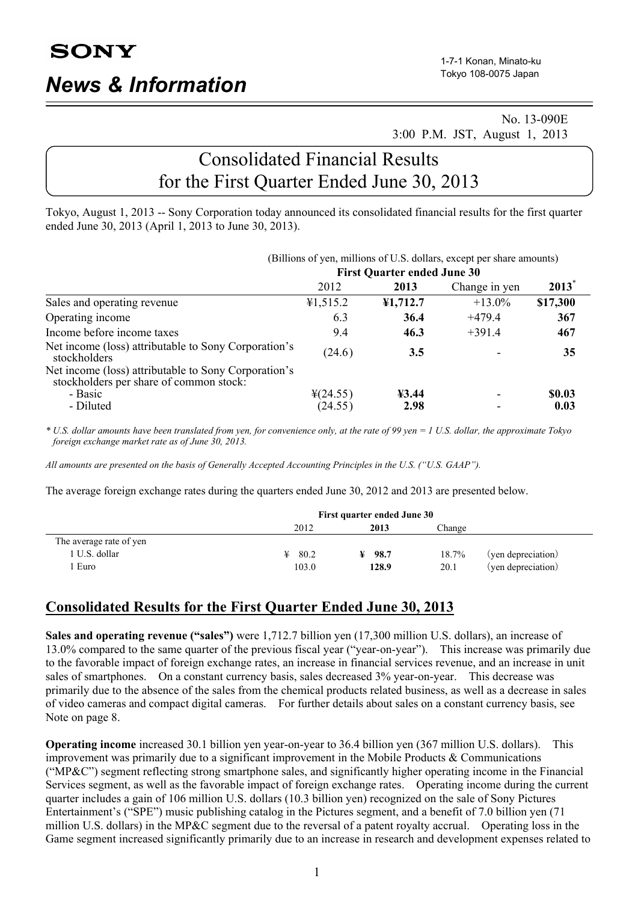**SONY**

# News & Information

1-7-1 Konan, Minato-ku
Tokyo 108-0075 Japan

No. 13-090E
3:00 P.M. JST, August 1, 2013

# Consolidated Financial Results for the First Quarter Ended June 30, 2013

Tokyo, August 1, 2013 -- Sony Corporation today announced its consolidated financial results for the first quarter ended June 30, 2013 (April 1, 2013 to June 30, 2013).

(Billions of yen, millions of U.S. dollars, except per share amounts)

| | First Quarter ended June 30 | | | |
|---|---|---|---|---|
| | 2012 | **2013** | Change in yen | **2013*** |
| Sales and operating revenue | ¥1,515.2 | **¥1,712.7** | +13.0% | **$17,300** |
| Operating income | 6.3 | **36.4** | +479.4 | **367** |
| Income before income taxes | 9.4 | **46.3** | +391.4 | **467** |
| Net income (loss) attributable to Sony Corporation's stockholders | (24.6) | **3.5** | - | **35** |
| Net income (loss) attributable to Sony Corporation's stockholders per share of common stock: | | | | |
| - Basic | ¥(24.55) | **¥3.44** | - | **$0.03** |
| - Diluted | (24.55) | **2.98** | - | **0.03** |

*\* U.S. dollar amounts have been translated from yen, for convenience only, at the rate of 99 yen = 1 U.S. dollar, the approximate Tokyo foreign exchange market rate as of June 30, 2013.*

*All amounts are presented on the basis of Generally Accepted Accounting Principles in the U.S. ("U.S. GAAP").*

The average foreign exchange rates during the quarters ended June 30, 2012 and 2013 are presented below.

| | First quarter ended June 30 | | | |
|---|---|---|---|---|
| | 2012 | **2013** | Change | |
| The average rate of yen | | | | |
| 1 U.S. dollar | ¥ 80.2 | **¥ 98.7** | 18.7% | (yen depreciation) |
| 1 Euro | 103.0 | **128.9** | 20.1 | (yen depreciation) |

## Consolidated Results for the First Quarter Ended June 30, 2013

**Sales and operating revenue ("sales")** were 1,712.7 billion yen (17,300 million U.S. dollars), an increase of 13.0% compared to the same quarter of the previous fiscal year ("year-on-year"). This increase was primarily due to the favorable impact of foreign exchange rates, an increase in financial services revenue, and an increase in unit sales of smartphones. On a constant currency basis, sales decreased 3% year-on-year. This decrease was primarily due to the absence of the sales from the chemical products related business, as well as a decrease in sales of video cameras and compact digital cameras. For further details about sales on a constant currency basis, see Note on page 8.

**Operating income** increased 30.1 billion yen year-on-year to 36.4 billion yen (367 million U.S. dollars). This improvement was primarily due to a significant improvement in the Mobile Products & Communications ("MP&C") segment reflecting strong smartphone sales, and significantly higher operating income in the Financial Services segment, as well as the favorable impact of foreign exchange rates. Operating income during the current quarter includes a gain of 106 million U.S. dollars (10.3 billion yen) recognized on the sale of Sony Pictures Entertainment's ("SPE") music publishing catalog in the Pictures segment, and a benefit of 7.0 billion yen (71 million U.S. dollars) in the MP&C segment due to the reversal of a patent royalty accrual. Operating loss in the Game segment increased significantly primarily due to an increase in research and development expenses related to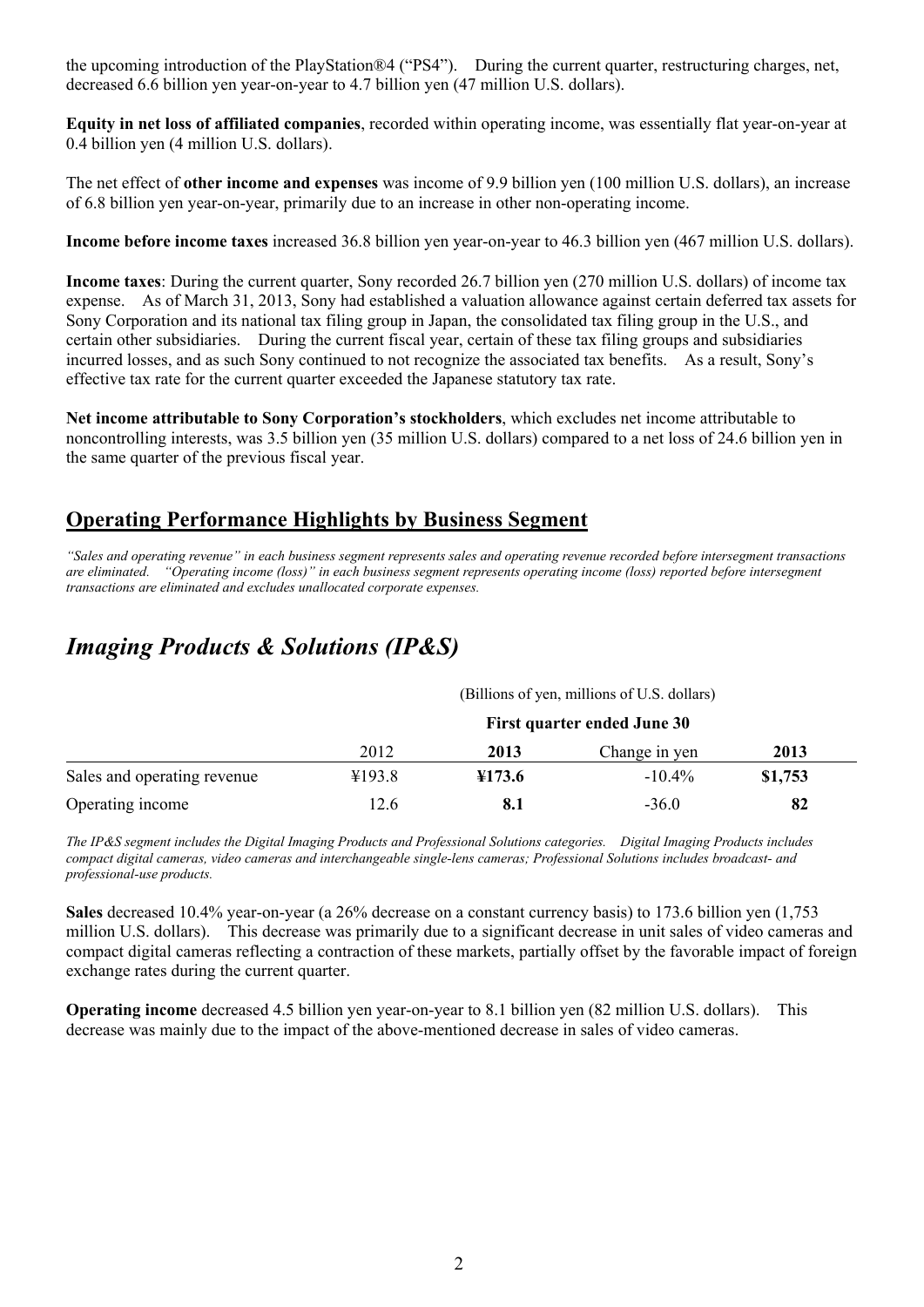the upcoming introduction of the PlayStation®4 ("PS4"). During the current quarter, restructuring charges, net, decreased 6.6 billion yen year-on-year to 4.7 billion yen (47 million U.S. dollars).

**Equity in net loss of affiliated companies**, recorded within operating income, was essentially flat year-on-year at 0.4 billion yen (4 million U.S. dollars).

The net effect of **other income and expenses** was income of 9.9 billion yen (100 million U.S. dollars), an increase of 6.8 billion yen year-on-year, primarily due to an increase in other non-operating income.

**Income before income taxes** increased 36.8 billion yen year-on-year to 46.3 billion yen (467 million U.S. dollars).

**Income taxes**: During the current quarter, Sony recorded 26.7 billion yen (270 million U.S. dollars) of income tax expense. As of March 31, 2013, Sony had established a valuation allowance against certain deferred tax assets for Sony Corporation and its national tax filing group in Japan, the consolidated tax filing group in the U.S., and certain other subsidiaries. During the current fiscal year, certain of these tax filing groups and subsidiaries incurred losses, and as such Sony continued to not recognize the associated tax benefits. As a result, Sony's effective tax rate for the current quarter exceeded the Japanese statutory tax rate.

**Net income attributable to Sony Corporation's stockholders**, which excludes net income attributable to noncontrolling interests, was 3.5 billion yen (35 million U.S. dollars) compared to a net loss of 24.6 billion yen in the same quarter of the previous fiscal year.

## Operating Performance Highlights by Business Segment

*"Sales and operating revenue" in each business segment represents sales and operating revenue recorded before intersegment transactions are eliminated. "Operating income (loss)" in each business segment represents operating income (loss) reported before intersegment transactions are eliminated and excludes unallocated corporate expenses.*

## *Imaging Products & Solutions (IP&S)*

| | (Billions of yen, millions of U.S. dollars) | | | |
|---|---|---|---|---|
| | First quarter ended June 30 | | | |
| | 2012 | **2013** | Change in yen | **2013** |
| Sales and operating revenue | ¥193.8 | **¥173.6** | -10.4% | **$1,753** |
| Operating income | 12.6 | **8.1** | -36.0 | **82** |

*The IP&S segment includes the Digital Imaging Products and Professional Solutions categories. Digital Imaging Products includes compact digital cameras, video cameras and interchangeable single-lens cameras; Professional Solutions includes broadcast- and professional-use products.*

**Sales** decreased 10.4% year-on-year (a 26% decrease on a constant currency basis) to 173.6 billion yen (1,753 million U.S. dollars). This decrease was primarily due to a significant decrease in unit sales of video cameras and compact digital cameras reflecting a contraction of these markets, partially offset by the favorable impact of foreign exchange rates during the current quarter.

**Operating income** decreased 4.5 billion yen year-on-year to 8.1 billion yen (82 million U.S. dollars). This decrease was mainly due to the impact of the above-mentioned decrease in sales of video cameras.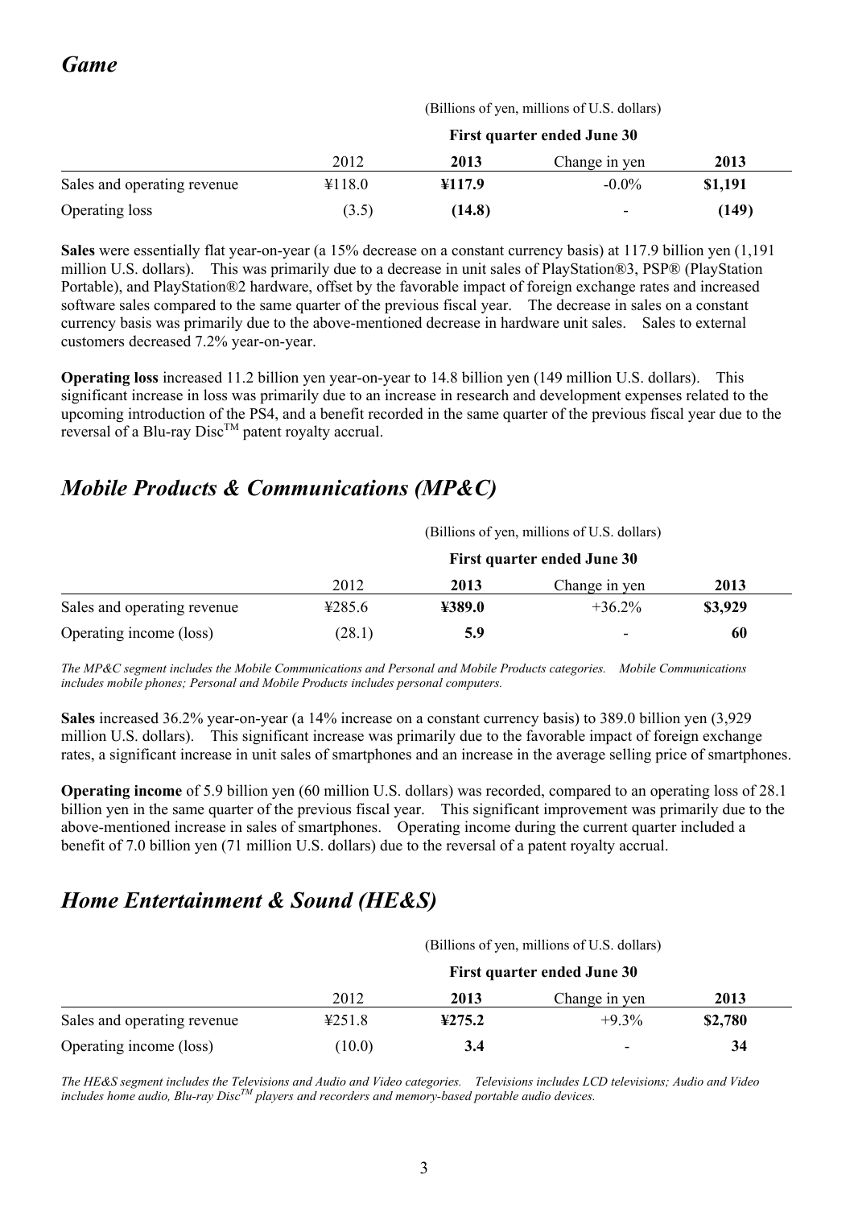## *Game*

| | (Billions of yen, millions of U.S. dollars) | | | |
|---|---|---|---|---|
| | First quarter ended June 30 | | | |
| | 2012 | **2013** | Change in yen | **2013** |
| Sales and operating revenue | ¥118.0 | **¥117.9** | -0.0% | **$1,191** |
| Operating loss | (3.5) | **(14.8)** | - | **(149)** |

**Sales** were essentially flat year-on-year (a 15% decrease on a constant currency basis) at 117.9 billion yen (1,191 million U.S. dollars). This was primarily due to a decrease in unit sales of PlayStation®3, PSP® (PlayStation Portable), and PlayStation®2 hardware, offset by the favorable impact of foreign exchange rates and increased software sales compared to the same quarter of the previous fiscal year. The decrease in sales on a constant currency basis was primarily due to the above-mentioned decrease in hardware unit sales. Sales to external customers decreased 7.2% year-on-year.

**Operating loss** increased 11.2 billion yen year-on-year to 14.8 billion yen (149 million U.S. dollars). This significant increase in loss was primarily due to an increase in research and development expenses related to the upcoming introduction of the PS4, and a benefit recorded in the same quarter of the previous fiscal year due to the reversal of a Blu-ray Disc™ patent royalty accrual.

## *Mobile Products & Communications (MP&C)*

| | (Billions of yen, millions of U.S. dollars) | | | |
|---|---|---|---|---|
| | First quarter ended June 30 | | | |
| | 2012 | **2013** | Change in yen | **2013** |
| Sales and operating revenue | ¥285.6 | **¥389.0** | +36.2% | **$3,929** |
| Operating income (loss) | (28.1) | **5.9** | - | **60** |

*The MP&C segment includes the Mobile Communications and Personal and Mobile Products categories. Mobile Communications includes mobile phones; Personal and Mobile Products includes personal computers.*

**Sales** increased 36.2% year-on-year (a 14% increase on a constant currency basis) to 389.0 billion yen (3,929 million U.S. dollars). This significant increase was primarily due to the favorable impact of foreign exchange rates, a significant increase in unit sales of smartphones and an increase in the average selling price of smartphones.

**Operating income** of 5.9 billion yen (60 million U.S. dollars) was recorded, compared to an operating loss of 28.1 billion yen in the same quarter of the previous fiscal year. This significant improvement was primarily due to the above-mentioned increase in sales of smartphones. Operating income during the current quarter included a benefit of 7.0 billion yen (71 million U.S. dollars) due to the reversal of a patent royalty accrual.

## *Home Entertainment & Sound (HE&S)*

| | (Billions of yen, millions of U.S. dollars) | | | |
|---|---|---|---|---|
| | First quarter ended June 30 | | | |
| | 2012 | **2013** | Change in yen | **2013** |
| Sales and operating revenue | ¥251.8 | **¥275.2** | +9.3% | **$2,780** |
| Operating income (loss) | (10.0) | **3.4** | - | **34** |

*The HE&S segment includes the Televisions and Audio and Video categories. Televisions includes LCD televisions; Audio and Video includes home audio, Blu-ray Disc™ players and recorders and memory-based portable audio devices.*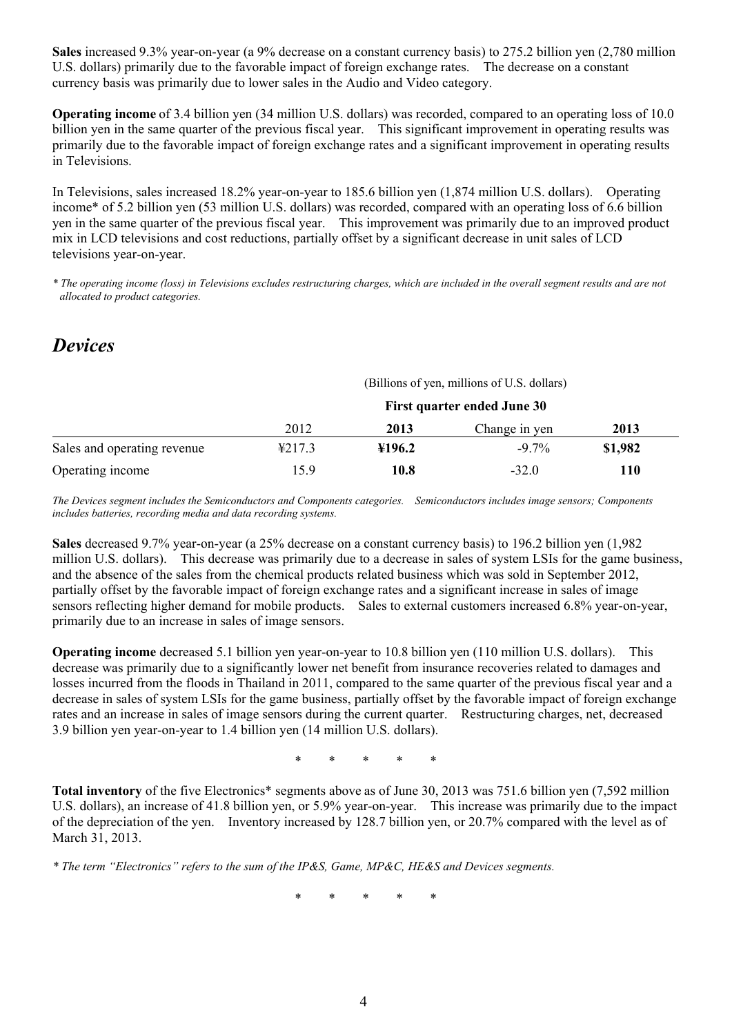**Sales** increased 9.3% year-on-year (a 9% decrease on a constant currency basis) to 275.2 billion yen (2,780 million U.S. dollars) primarily due to the favorable impact of foreign exchange rates. The decrease on a constant currency basis was primarily due to lower sales in the Audio and Video category.

**Operating income** of 3.4 billion yen (34 million U.S. dollars) was recorded, compared to an operating loss of 10.0 billion yen in the same quarter of the previous fiscal year. This significant improvement in operating results was primarily due to the favorable impact of foreign exchange rates and a significant improvement in operating results in Televisions.

In Televisions, sales increased 18.2% year-on-year to 185.6 billion yen (1,874 million U.S. dollars). Operating income* of 5.2 billion yen (53 million U.S. dollars) was recorded, compared with an operating loss of 6.6 billion yen in the same quarter of the previous fiscal year. This improvement was primarily due to an improved product mix in LCD televisions and cost reductions, partially offset by a significant decrease in unit sales of LCD televisions year-on-year.

*\* The operating income (loss) in Televisions excludes restructuring charges, which are included in the overall segment results and are not allocated to product categories.*

## *Devices*

(Billions of yen, millions of U.S. dollars)

| | First quarter ended June 30 | | | |
|---|---|---|---|---|
| | 2012 | **2013** | Change in yen | **2013** |
| Sales and operating revenue | ¥217.3 | **¥196.2** | -9.7% | **$1,982** |
| Operating income | 15.9 | **10.8** | -32.0 | **110** |

*The Devices segment includes the Semiconductors and Components categories. Semiconductors includes image sensors; Components includes batteries, recording media and data recording systems.*

**Sales** decreased 9.7% year-on-year (a 25% decrease on a constant currency basis) to 196.2 billion yen (1,982 million U.S. dollars). This decrease was primarily due to a decrease in sales of system LSIs for the game business, and the absence of the sales from the chemical products related business which was sold in September 2012, partially offset by the favorable impact of foreign exchange rates and a significant increase in sales of image sensors reflecting higher demand for mobile products. Sales to external customers increased 6.8% year-on-year, primarily due to an increase in sales of image sensors.

**Operating income** decreased 5.1 billion yen year-on-year to 10.8 billion yen (110 million U.S. dollars). This decrease was primarily due to a significantly lower net benefit from insurance recoveries related to damages and losses incurred from the floods in Thailand in 2011, compared to the same quarter of the previous fiscal year and a decrease in sales of system LSIs for the game business, partially offset by the favorable impact of foreign exchange rates and an increase in sales of image sensors during the current quarter. Restructuring charges, net, decreased 3.9 billion yen year-on-year to 1.4 billion yen (14 million U.S. dollars).

\* \* \* \* \*

**Total inventory** of the five Electronics* segments above as of June 30, 2013 was 751.6 billion yen (7,592 million U.S. dollars), an increase of 41.8 billion yen, or 5.9% year-on-year. This increase was primarily due to the impact of the depreciation of the yen. Inventory increased by 128.7 billion yen, or 20.7% compared with the level as of March 31, 2013.

*\* The term "Electronics" refers to the sum of the IP&S, Game, MP&C, HE&S and Devices segments.*

\* \* \* \* \*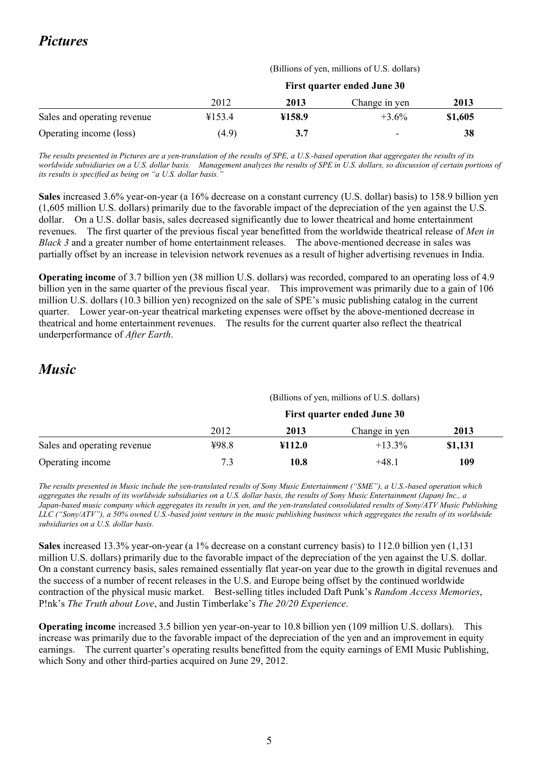## *Pictures*

| | (Billions of yen, millions of U.S. dollars) | | | |
|---|---|---|---|---|
| | **First quarter ended June 30** | | | |
| | 2012 | **2013** | Change in yen | **2013** |
| Sales and operating revenue | ¥153.4 | **¥158.9** | +3.6% | **$1,605** |
| Operating income (loss) | (4.9) | **3.7** | - | **38** |

*The results presented in Pictures are a yen-translation of the results of SPE, a U.S.-based operation that aggregates the results of its worldwide subsidiaries on a U.S. dollar basis. Management analyzes the results of SPE in U.S. dollars, so discussion of certain portions of its results is specified as being on "a U.S. dollar basis."*

**Sales** increased 3.6% year-on-year (a 16% decrease on a constant currency (U.S. dollar) basis) to 158.9 billion yen (1,605 million U.S. dollars) primarily due to the favorable impact of the depreciation of the yen against the U.S. dollar. On a U.S. dollar basis, sales decreased significantly due to lower theatrical and home entertainment revenues. The first quarter of the previous fiscal year benefitted from the worldwide theatrical release of *Men in Black 3* and a greater number of home entertainment releases. The above-mentioned decrease in sales was partially offset by an increase in television network revenues as a result of higher advertising revenues in India.

**Operating income** of 3.7 billion yen (38 million U.S. dollars) was recorded, compared to an operating loss of 4.9 billion yen in the same quarter of the previous fiscal year. This improvement was primarily due to a gain of 106 million U.S. dollars (10.3 billion yen) recognized on the sale of SPE's music publishing catalog in the current quarter. Lower year-on-year theatrical marketing expenses were offset by the above-mentioned decrease in theatrical and home entertainment revenues. The results for the current quarter also reflect the theatrical underperformance of *After Earth*.

## *Music*

| | (Billions of yen, millions of U.S. dollars) | | | |
|---|---|---|---|---|
| | **First quarter ended June 30** | | | |
| | 2012 | **2013** | Change in yen | **2013** |
| Sales and operating revenue | ¥98.8 | **¥112.0** | +13.3% | **$1,131** |
| Operating income | 7.3 | **10.8** | +48.1 | **109** |

*The results presented in Music include the yen-translated results of Sony Music Entertainment ("SME"), a U.S.-based operation which aggregates the results of its worldwide subsidiaries on a U.S. dollar basis, the results of Sony Music Entertainment (Japan) Inc., a Japan-based music company which aggregates its results in yen, and the yen-translated consolidated results of Sony/ATV Music Publishing LLC ("Sony/ATV"), a 50% owned U.S.-based joint venture in the music publishing business which aggregates the results of its worldwide subsidiaries on a U.S. dollar basis.*

**Sales** increased 13.3% year-on-year (a 1% decrease on a constant currency basis) to 112.0 billion yen (1,131 million U.S. dollars) primarily due to the favorable impact of the depreciation of the yen against the U.S. dollar. On a constant currency basis, sales remained essentially flat year-on year due to the growth in digital revenues and the success of a number of recent releases in the U.S. and Europe being offset by the continued worldwide contraction of the physical music market. Best-selling titles included Daft Punk's *Random Access Memories*, P!nk's *The Truth about Love*, and Justin Timberlake's *The 20/20 Experience*.

**Operating income** increased 3.5 billion yen year-on-year to 10.8 billion yen (109 million U.S. dollars). This increase was primarily due to the favorable impact of the depreciation of the yen and an improvement in equity earnings. The current quarter's operating results benefitted from the equity earnings of EMI Music Publishing, which Sony and other third-parties acquired on June 29, 2012.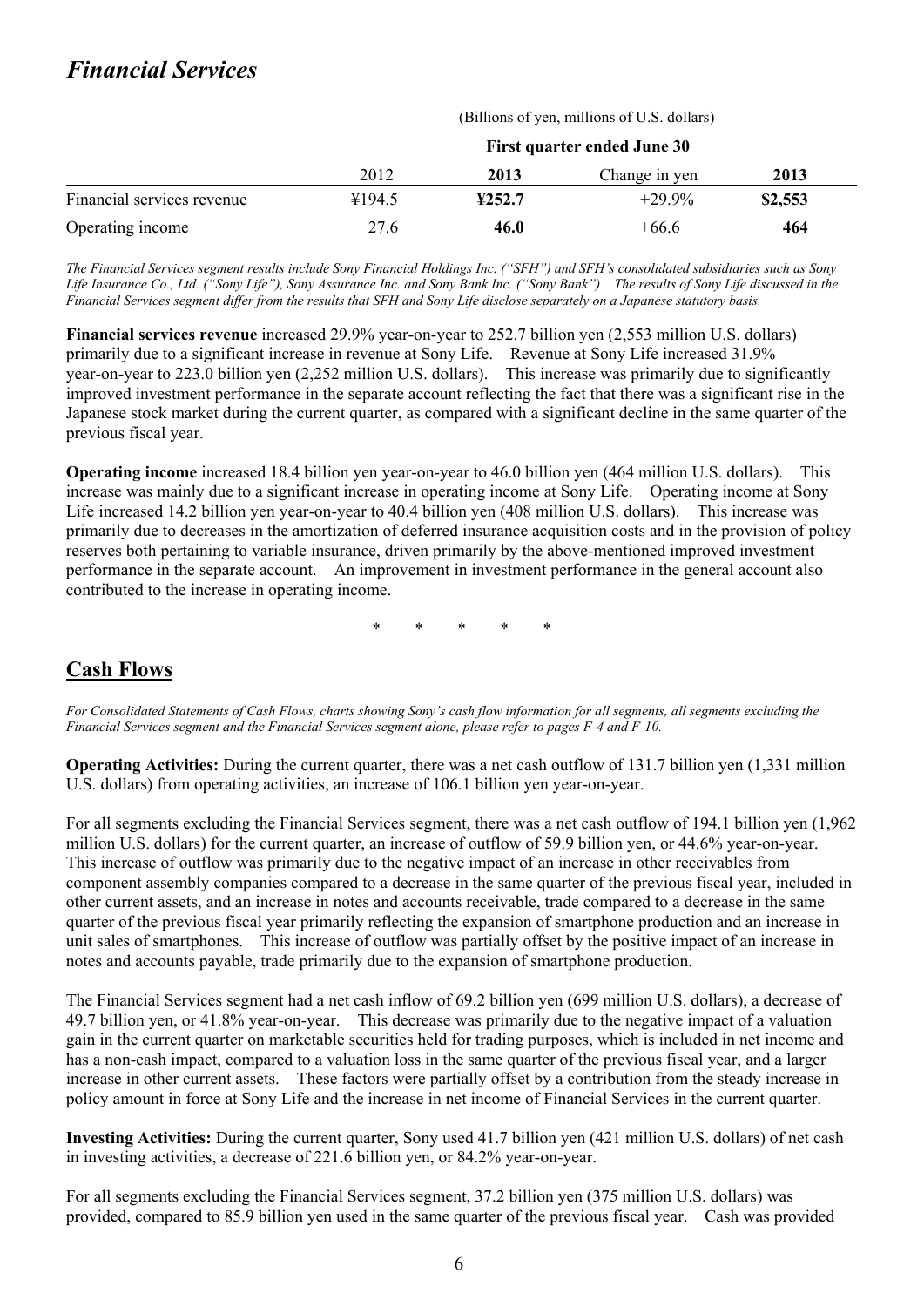## *Financial Services*

| | (Billions of yen, millions of U.S. dollars) | | | |
|---|---|---|---|---|
| | First quarter ended June 30 | | | |
| | 2012 | **2013** | Change in yen | **2013** |
| Financial services revenue | ¥194.5 | **¥252.7** | +29.9% | **$2,553** |
| Operating income | 27.6 | **46.0** | +66.6 | **464** |

*The Financial Services segment results include Sony Financial Holdings Inc. ("SFH") and SFH's consolidated subsidiaries such as Sony Life Insurance Co., Ltd. ("Sony Life"), Sony Assurance Inc. and Sony Bank Inc. ("Sony Bank") The results of Sony Life discussed in the Financial Services segment differ from the results that SFH and Sony Life disclose separately on a Japanese statutory basis.*

**Financial services revenue** increased 29.9% year-on-year to 252.7 billion yen (2,553 million U.S. dollars) primarily due to a significant increase in revenue at Sony Life. Revenue at Sony Life increased 31.9% year-on-year to 223.0 billion yen (2,252 million U.S. dollars). This increase was primarily due to significantly improved investment performance in the separate account reflecting the fact that there was a significant rise in the Japanese stock market during the current quarter, as compared with a significant decline in the same quarter of the previous fiscal year.

**Operating income** increased 18.4 billion yen year-on-year to 46.0 billion yen (464 million U.S. dollars). This increase was mainly due to a significant increase in operating income at Sony Life. Operating income at Sony Life increased 14.2 billion yen year-on-year to 40.4 billion yen (408 million U.S. dollars). This increase was primarily due to decreases in the amortization of deferred insurance acquisition costs and in the provision of policy reserves both pertaining to variable insurance, driven primarily by the above-mentioned improved investment performance in the separate account. An improvement in investment performance in the general account also contributed to the increase in operating income.

\* \* \* \* \*

## Cash Flows

*For Consolidated Statements of Cash Flows, charts showing Sony's cash flow information for all segments, all segments excluding the Financial Services segment and the Financial Services segment alone, please refer to pages F-4 and F-10.*

**Operating Activities:** During the current quarter, there was a net cash outflow of 131.7 billion yen (1,331 million U.S. dollars) from operating activities, an increase of 106.1 billion yen year-on-year.

For all segments excluding the Financial Services segment, there was a net cash outflow of 194.1 billion yen (1,962 million U.S. dollars) for the current quarter, an increase of outflow of 59.9 billion yen, or 44.6% year-on-year. This increase of outflow was primarily due to the negative impact of an increase in other receivables from component assembly companies compared to a decrease in the same quarter of the previous fiscal year, included in other current assets, and an increase in notes and accounts receivable, trade compared to a decrease in the same quarter of the previous fiscal year primarily reflecting the expansion of smartphone production and an increase in unit sales of smartphones. This increase of outflow was partially offset by the positive impact of an increase in notes and accounts payable, trade primarily due to the expansion of smartphone production.

The Financial Services segment had a net cash inflow of 69.2 billion yen (699 million U.S. dollars), a decrease of 49.7 billion yen, or 41.8% year-on-year. This decrease was primarily due to the negative impact of a valuation gain in the current quarter on marketable securities held for trading purposes, which is included in net income and has a non-cash impact, compared to a valuation loss in the same quarter of the previous fiscal year, and a larger increase in other current assets. These factors were partially offset by a contribution from the steady increase in policy amount in force at Sony Life and the increase in net income of Financial Services in the current quarter.

**Investing Activities:** During the current quarter, Sony used 41.7 billion yen (421 million U.S. dollars) of net cash in investing activities, a decrease of 221.6 billion yen, or 84.2% year-on-year.

For all segments excluding the Financial Services segment, 37.2 billion yen (375 million U.S. dollars) was provided, compared to 85.9 billion yen used in the same quarter of the previous fiscal year. Cash was provided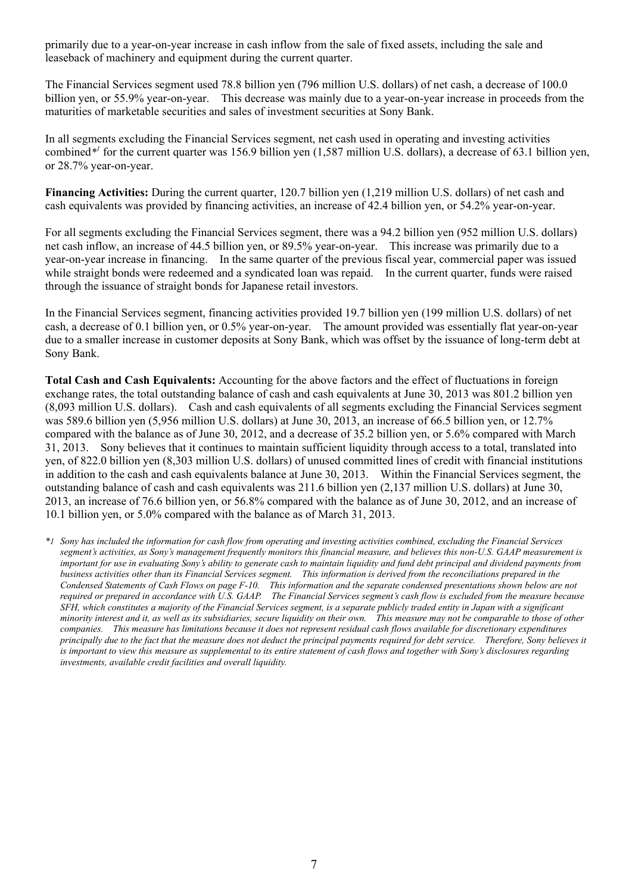primarily due to a year-on-year increase in cash inflow from the sale of fixed assets, including the sale and leaseback of machinery and equipment during the current quarter.

The Financial Services segment used 78.8 billion yen (796 million U.S. dollars) of net cash, a decrease of 100.0 billion yen, or 55.9% year-on-year. This decrease was mainly due to a year-on-year increase in proceeds from the maturities of marketable securities and sales of investment securities at Sony Bank.

In all segments excluding the Financial Services segment, net cash used in operating and investing activities combined*[1] for the current quarter was 156.9 billion yen (1,587 million U.S. dollars), a decrease of 63.1 billion yen, or 28.7% year-on-year.

**Financing Activities:** During the current quarter, 120.7 billion yen (1,219 million U.S. dollars) of net cash and cash equivalents was provided by financing activities, an increase of 42.4 billion yen, or 54.2% year-on-year.

For all segments excluding the Financial Services segment, there was a 94.2 billion yen (952 million U.S. dollars) net cash inflow, an increase of 44.5 billion yen, or 89.5% year-on-year. This increase was primarily due to a year-on-year increase in financing. In the same quarter of the previous fiscal year, commercial paper was issued while straight bonds were redeemed and a syndicated loan was repaid. In the current quarter, funds were raised through the issuance of straight bonds for Japanese retail investors.

In the Financial Services segment, financing activities provided 19.7 billion yen (199 million U.S. dollars) of net cash, a decrease of 0.1 billion yen, or 0.5% year-on-year. The amount provided was essentially flat year-on-year due to a smaller increase in customer deposits at Sony Bank, which was offset by the issuance of long-term debt at Sony Bank.

**Total Cash and Cash Equivalents:** Accounting for the above factors and the effect of fluctuations in foreign exchange rates, the total outstanding balance of cash and cash equivalents at June 30, 2013 was 801.2 billion yen (8,093 million U.S. dollars). Cash and cash equivalents of all segments excluding the Financial Services segment was 589.6 billion yen (5,956 million U.S. dollars) at June 30, 2013, an increase of 66.5 billion yen, or 12.7% compared with the balance as of June 30, 2012, and a decrease of 35.2 billion yen, or 5.6% compared with March 31, 2013. Sony believes that it continues to maintain sufficient liquidity through access to a total, translated into yen, of 822.0 billion yen (8,303 million U.S. dollars) of unused committed lines of credit with financial institutions in addition to the cash and cash equivalents balance at June 30, 2013. Within the Financial Services segment, the outstanding balance of cash and cash equivalents was 211.6 billion yen (2,137 million U.S. dollars) at June 30, 2013, an increase of 76.6 billion yen, or 56.8% compared with the balance as of June 30, 2012, and an increase of 10.1 billion yen, or 5.0% compared with the balance as of March 31, 2013.

*1 *Sony has included the information for cash flow from operating and investing activities combined, excluding the Financial Services segment's activities, as Sony's management frequently monitors this financial measure, and believes this non-U.S. GAAP measurement is important for use in evaluating Sony's ability to generate cash to maintain liquidity and fund debt principal and dividend payments from business activities other than its Financial Services segment. This information is derived from the reconciliations prepared in the Condensed Statements of Cash Flows on page F-10. This information and the separate condensed presentations shown below are not required or prepared in accordance with U.S. GAAP. The Financial Services segment's cash flow is excluded from the measure because SFH, which constitutes a majority of the Financial Services segment, is a separate publicly traded entity in Japan with a significant minority interest and it, as well as its subsidiaries, secure liquidity on their own. This measure may not be comparable to those of other companies. This measure has limitations because it does not represent residual cash flows available for discretionary expenditures principally due to the fact that the measure does not deduct the principal payments required for debt service. Therefore, Sony believes it is important to view this measure as supplemental to its entire statement of cash flows and together with Sony's disclosures regarding investments, available credit facilities and overall liquidity.*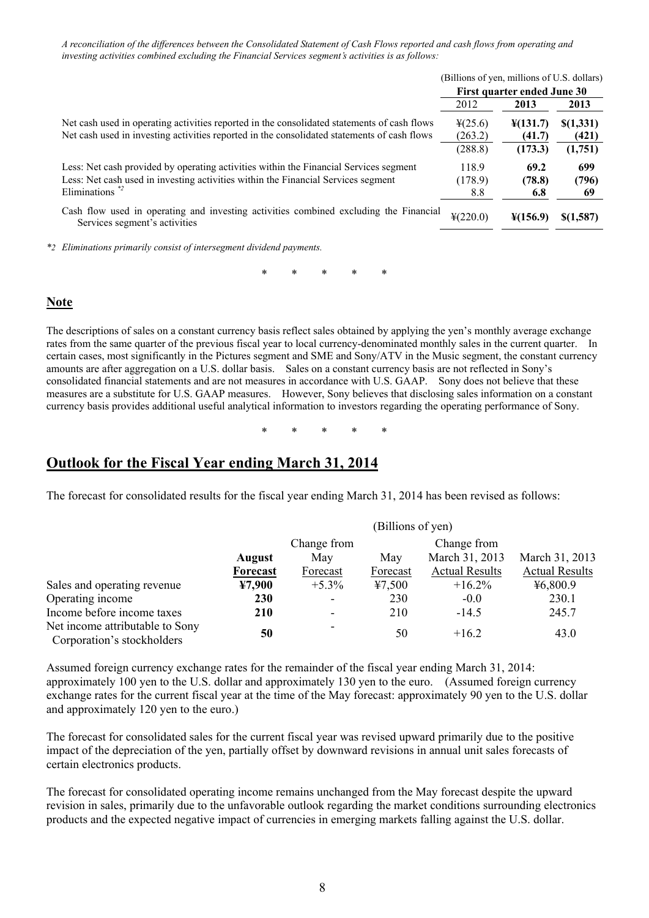*A reconciliation of the differences between the Consolidated Statement of Cash Flows reported and cash flows from operating and investing activities combined excluding the Financial Services segment's activities is as follows:*

| | (Billions of yen, millions of U.S. dollars) | | |
|---|---|---|---|
| | First quarter ended June 30 | | |
| | 2012 | 2013 | 2013 |
| Net cash used in operating activities reported in the consolidated statements of cash flows | ¥(25.6) | **¥(131.7)** | **$(1,331)** |
| Net cash used in investing activities reported in the consolidated statements of cash flows | (263.2) | **(41.7)** | **(421)** |
| | (288.8) | **(173.3)** | **(1,751)** |
| Less: Net cash provided by operating activities within the Financial Services segment | 118.9 | **69.2** | **699** |
| Less: Net cash used in investing activities within the Financial Services segment | (178.9) | **(78.8)** | **(796)** |
| Eliminations [*2] | 8.8 | **6.8** | **69** |
| Cash flow used in operating and investing activities combined excluding the Financial Services segment's activities | ¥(220.0) | **¥(156.9)** | **$(1,587)** |

*\*2 Eliminations primarily consist of intersegment dividend payments.*

\* \* \* \* \*

## Note

The descriptions of sales on a constant currency basis reflect sales obtained by applying the yen's monthly average exchange rates from the same quarter of the previous fiscal year to local currency-denominated monthly sales in the current quarter. In certain cases, most significantly in the Pictures segment and SME and Sony/ATV in the Music segment, the constant currency amounts are after aggregation on a U.S. dollar basis. Sales on a constant currency basis are not reflected in Sony's consolidated financial statements and are not measures in accordance with U.S. GAAP. Sony does not believe that these measures are a substitute for U.S. GAAP measures. However, Sony believes that disclosing sales information on a constant currency basis provides additional useful analytical information to investors regarding the operating performance of Sony.

\* \* \* \* \*

## Outlook for the Fiscal Year ending March 31, 2014

The forecast for consolidated results for the fiscal year ending March 31, 2014 has been revised as follows:

| | (Billions of yen) | | | | |
|---|---|---|---|---|---|
| | **August Forecast** | Change from May Forecast | May Forecast | Change from March 31, 2013 Actual Results | March 31, 2013 Actual Results |
| Sales and operating revenue | **¥7,900** | +5.3% | ¥7,500 | +16.2% | ¥6,800.9 |
| Operating income | **230** | - | 230 | -0.0 | 230.1 |
| Income before income taxes | **210** | - | 210 | -14.5 | 245.7 |
| Net income attributable to Sony Corporation's stockholders | **50** | - | 50 | +16.2 | 43.0 |

Assumed foreign currency exchange rates for the remainder of the fiscal year ending March 31, 2014: approximately 100 yen to the U.S. dollar and approximately 130 yen to the euro. (Assumed foreign currency exchange rates for the current fiscal year at the time of the May forecast: approximately 90 yen to the U.S. dollar and approximately 120 yen to the euro.)

The forecast for consolidated sales for the current fiscal year was revised upward primarily due to the positive impact of the depreciation of the yen, partially offset by downward revisions in annual unit sales forecasts of certain electronics products.

The forecast for consolidated operating income remains unchanged from the May forecast despite the upward revision in sales, primarily due to the unfavorable outlook regarding the market conditions surrounding electronics products and the expected negative impact of currencies in emerging markets falling against the U.S. dollar.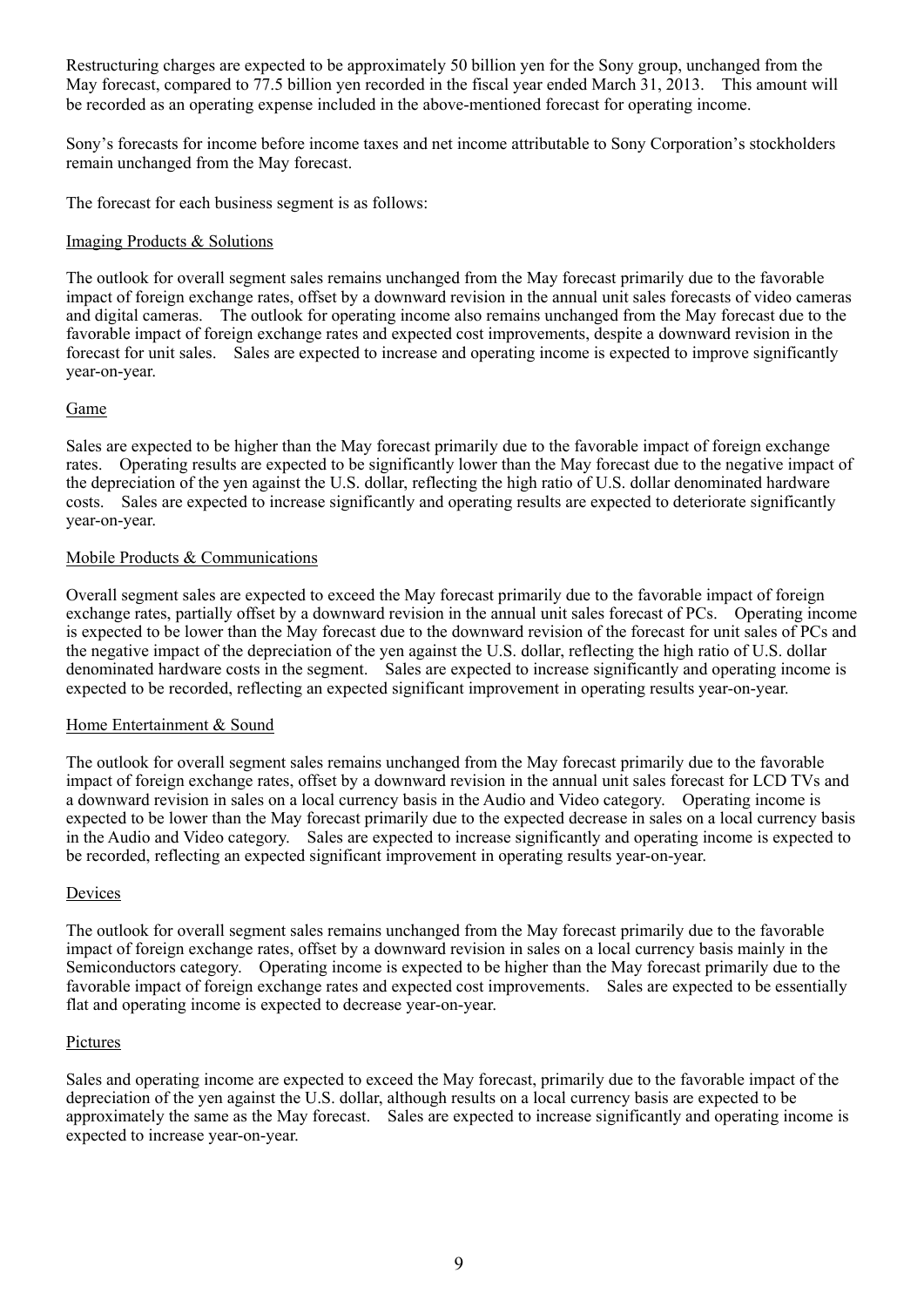Restructuring charges are expected to be approximately 50 billion yen for the Sony group, unchanged from the May forecast, compared to 77.5 billion yen recorded in the fiscal year ended March 31, 2013. This amount will be recorded as an operating expense included in the above-mentioned forecast for operating income.

Sony's forecasts for income before income taxes and net income attributable to Sony Corporation's stockholders remain unchanged from the May forecast.

The forecast for each business segment is as follows:

<u>Imaging Products & Solutions</u>

The outlook for overall segment sales remains unchanged from the May forecast primarily due to the favorable impact of foreign exchange rates, offset by a downward revision in the annual unit sales forecasts of video cameras and digital cameras. The outlook for operating income also remains unchanged from the May forecast due to the favorable impact of foreign exchange rates and expected cost improvements, despite a downward revision in the forecast for unit sales. Sales are expected to increase and operating income is expected to improve significantly year-on-year.

<u>Game</u>

Sales are expected to be higher than the May forecast primarily due to the favorable impact of foreign exchange rates. Operating results are expected to be significantly lower than the May forecast due to the negative impact of the depreciation of the yen against the U.S. dollar, reflecting the high ratio of U.S. dollar denominated hardware costs. Sales are expected to increase significantly and operating results are expected to deteriorate significantly year-on-year.

<u>Mobile Products & Communications</u>

Overall segment sales are expected to exceed the May forecast primarily due to the favorable impact of foreign exchange rates, partially offset by a downward revision in the annual unit sales forecast of PCs. Operating income is expected to be lower than the May forecast due to the downward revision of the forecast for unit sales of PCs and the negative impact of the depreciation of the yen against the U.S. dollar, reflecting the high ratio of U.S. dollar denominated hardware costs in the segment. Sales are expected to increase significantly and operating income is expected to be recorded, reflecting an expected significant improvement in operating results year-on-year.

<u>Home Entertainment & Sound</u>

The outlook for overall segment sales remains unchanged from the May forecast primarily due to the favorable impact of foreign exchange rates, offset by a downward revision in the annual unit sales forecast for LCD TVs and a downward revision in sales on a local currency basis in the Audio and Video category. Operating income is expected to be lower than the May forecast primarily due to the expected decrease in sales on a local currency basis in the Audio and Video category. Sales are expected to increase significantly and operating income is expected to be recorded, reflecting an expected significant improvement in operating results year-on-year.

<u>Devices</u>

The outlook for overall segment sales remains unchanged from the May forecast primarily due to the favorable impact of foreign exchange rates, offset by a downward revision in sales on a local currency basis mainly in the Semiconductors category. Operating income is expected to be higher than the May forecast primarily due to the favorable impact of foreign exchange rates and expected cost improvements. Sales are expected to be essentially flat and operating income is expected to decrease year-on-year.

<u>Pictures</u>

Sales and operating income are expected to exceed the May forecast, primarily due to the favorable impact of the depreciation of the yen against the U.S. dollar, although results on a local currency basis are expected to be approximately the same as the May forecast. Sales are expected to increase significantly and operating income is expected to increase year-on-year.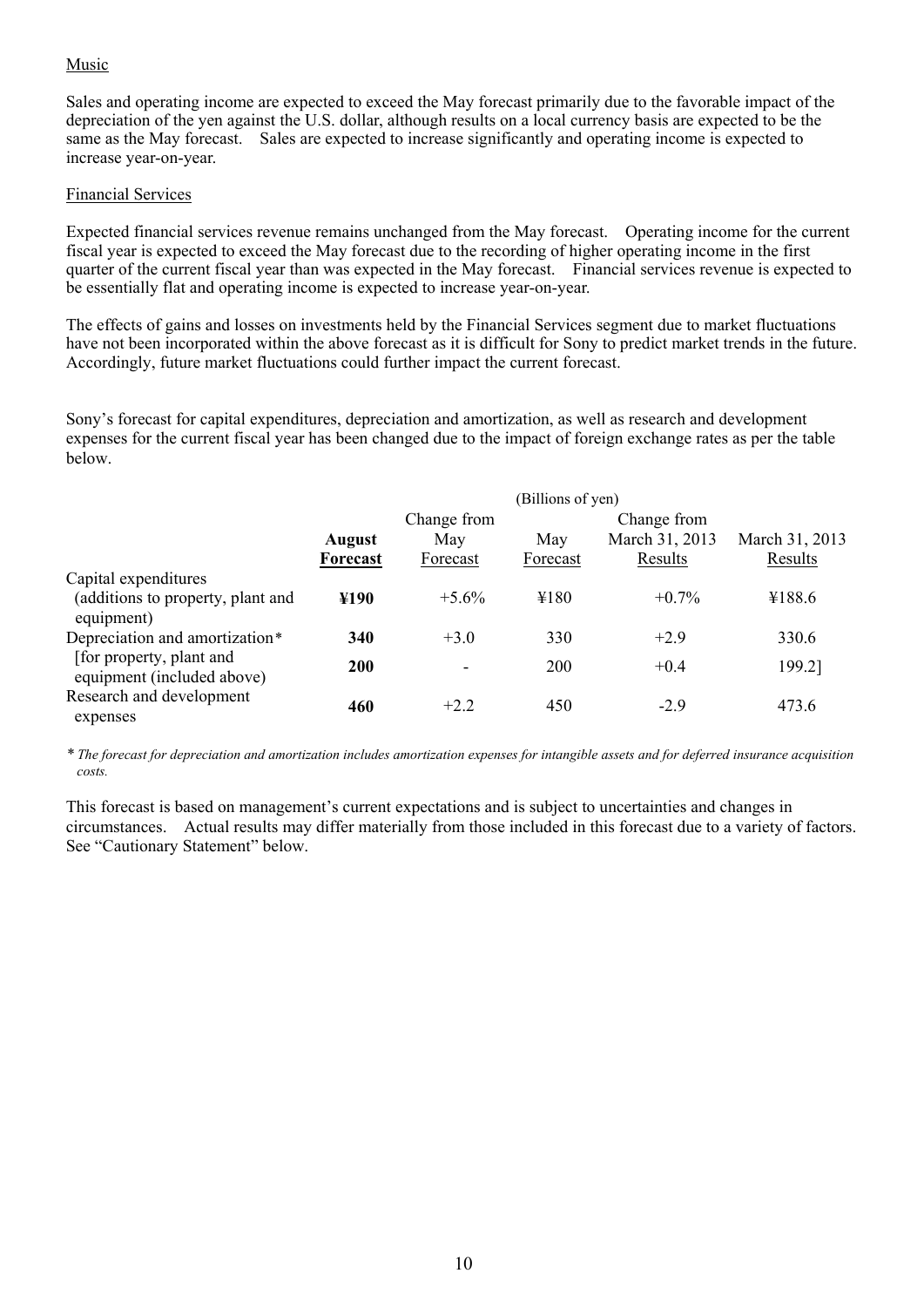Music

Sales and operating income are expected to exceed the May forecast primarily due to the favorable impact of the depreciation of the yen against the U.S. dollar, although results on a local currency basis are expected to be the same as the May forecast. Sales are expected to increase significantly and operating income is expected to increase year-on-year.

Financial Services

Expected financial services revenue remains unchanged from the May forecast. Operating income for the current fiscal year is expected to exceed the May forecast due to the recording of higher operating income in the first quarter of the current fiscal year than was expected in the May forecast. Financial services revenue is expected to be essentially flat and operating income is expected to increase year-on-year.

The effects of gains and losses on investments held by the Financial Services segment due to market fluctuations have not been incorporated within the above forecast as it is difficult for Sony to predict market trends in the future. Accordingly, future market fluctuations could further impact the current forecast.

Sony's forecast for capital expenditures, depreciation and amortization, as well as research and development expenses for the current fiscal year has been changed due to the impact of foreign exchange rates as per the table below.

| | (Billions of yen) | | | | |
|---|---|---|---|---|---|
| | **August Forecast** | Change from May Forecast | May Forecast | Change from March 31, 2013 Results | March 31, 2013 Results |
| Capital expenditures (additions to property, plant and equipment) | **¥190** | +5.6% | ¥180 | +0.7% | ¥188.6 |
| Depreciation and amortization* | **340** | +3.0 | 330 | +2.9 | 330.6 |
| [for property, plant and equipment (included above) | **200** | - | 200 | +0.4 | 199.2] |
| Research and development expenses | **460** | +2.2 | 450 | -2.9 | 473.6 |

* *The forecast for depreciation and amortization includes amortization expenses for intangible assets and for deferred insurance acquisition costs.*

This forecast is based on management's current expectations and is subject to uncertainties and changes in circumstances. Actual results may differ materially from those included in this forecast due to a variety of factors. See "Cautionary Statement" below.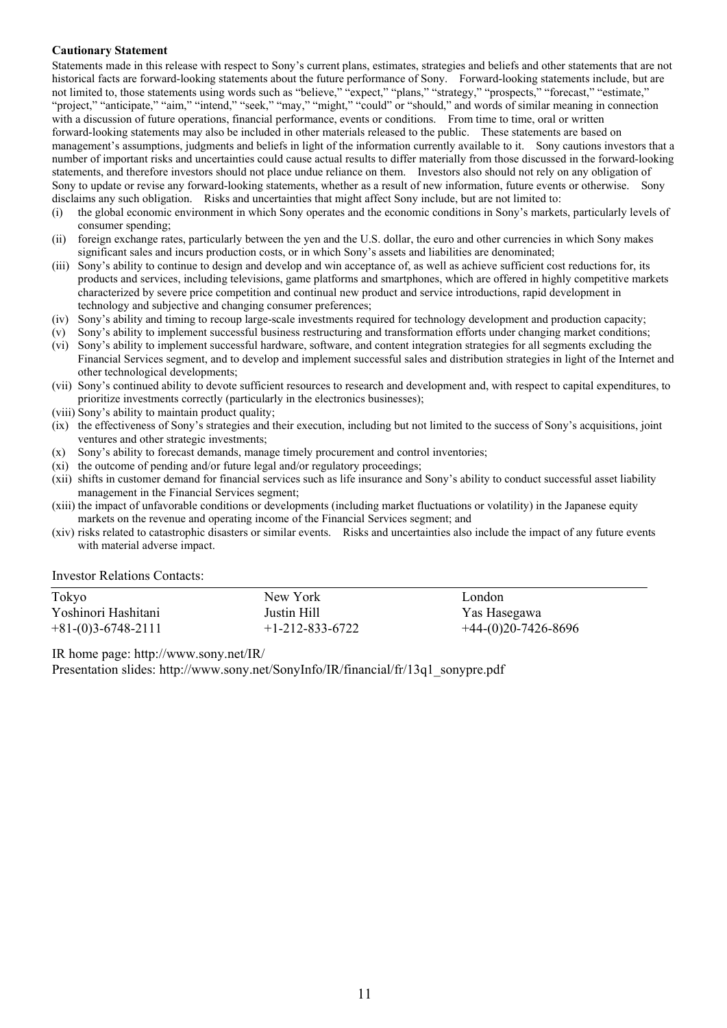**Cautionary Statement**

Statements made in this release with respect to Sony's current plans, estimates, strategies and beliefs and other statements that are not historical facts are forward-looking statements about the future performance of Sony. Forward-looking statements include, but are not limited to, those statements using words such as "believe," "expect," "plans," "strategy," "prospects," "forecast," "estimate," "project," "anticipate," "aim," "intend," "seek," "may," "might," "could" or "should," and words of similar meaning in connection with a discussion of future operations, financial performance, events or conditions. From time to time, oral or written forward-looking statements may also be included in other materials released to the public. These statements are based on management's assumptions, judgments and beliefs in light of the information currently available to it. Sony cautions investors that a number of important risks and uncertainties could cause actual results to differ materially from those discussed in the forward-looking statements, and therefore investors should not place undue reliance on them. Investors also should not rely on any obligation of Sony to update or revise any forward-looking statements, whether as a result of new information, future events or otherwise. Sony disclaims any such obligation. Risks and uncertainties that might affect Sony include, but are not limited to:

(i) the global economic environment in which Sony operates and the economic conditions in Sony's markets, particularly levels of consumer spending;
(ii) foreign exchange rates, particularly between the yen and the U.S. dollar, the euro and other currencies in which Sony makes significant sales and incurs production costs, or in which Sony's assets and liabilities are denominated;
(iii) Sony's ability to continue to design and develop and win acceptance of, as well as achieve sufficient cost reductions for, its products and services, including televisions, game platforms and smartphones, which are offered in highly competitive markets characterized by severe price competition and continual new product and service introductions, rapid development in technology and subjective and changing consumer preferences;
(iv) Sony's ability and timing to recoup large-scale investments required for technology development and production capacity;
(v) Sony's ability to implement successful business restructuring and transformation efforts under changing market conditions;
(vi) Sony's ability to implement successful hardware, software, and content integration strategies for all segments excluding the Financial Services segment, and to develop and implement successful sales and distribution strategies in light of the Internet and other technological developments;
(vii) Sony's continued ability to devote sufficient resources to research and development and, with respect to capital expenditures, to prioritize investments correctly (particularly in the electronics businesses);
(viii) Sony's ability to maintain product quality;
(ix) the effectiveness of Sony's strategies and their execution, including but not limited to the success of Sony's acquisitions, joint ventures and other strategic investments;
(x) Sony's ability to forecast demands, manage timely procurement and control inventories;
(xi) the outcome of pending and/or future legal and/or regulatory proceedings;
(xii) shifts in customer demand for financial services such as life insurance and Sony's ability to conduct successful asset liability management in the Financial Services segment;
(xiii) the impact of unfavorable conditions or developments (including market fluctuations or volatility) in the Japanese equity markets on the revenue and operating income of the Financial Services segment; and
(xiv) risks related to catastrophic disasters or similar events. Risks and uncertainties also include the impact of any future events with material adverse impact.

Investor Relations Contacts:

| Tokyo | New York | London |
|---|---|---|
| Yoshinori Hashitani | Justin Hill | Yas Hasegawa |
| +81-(0)3-6748-2111 | +1-212-833-6722 | +44-(0)20-7426-8696 |

IR home page: http://www.sony.net/IR/

Presentation slides: http://www.sony.net/SonyInfo/IR/financial/fr/13q1_sonypre.pdf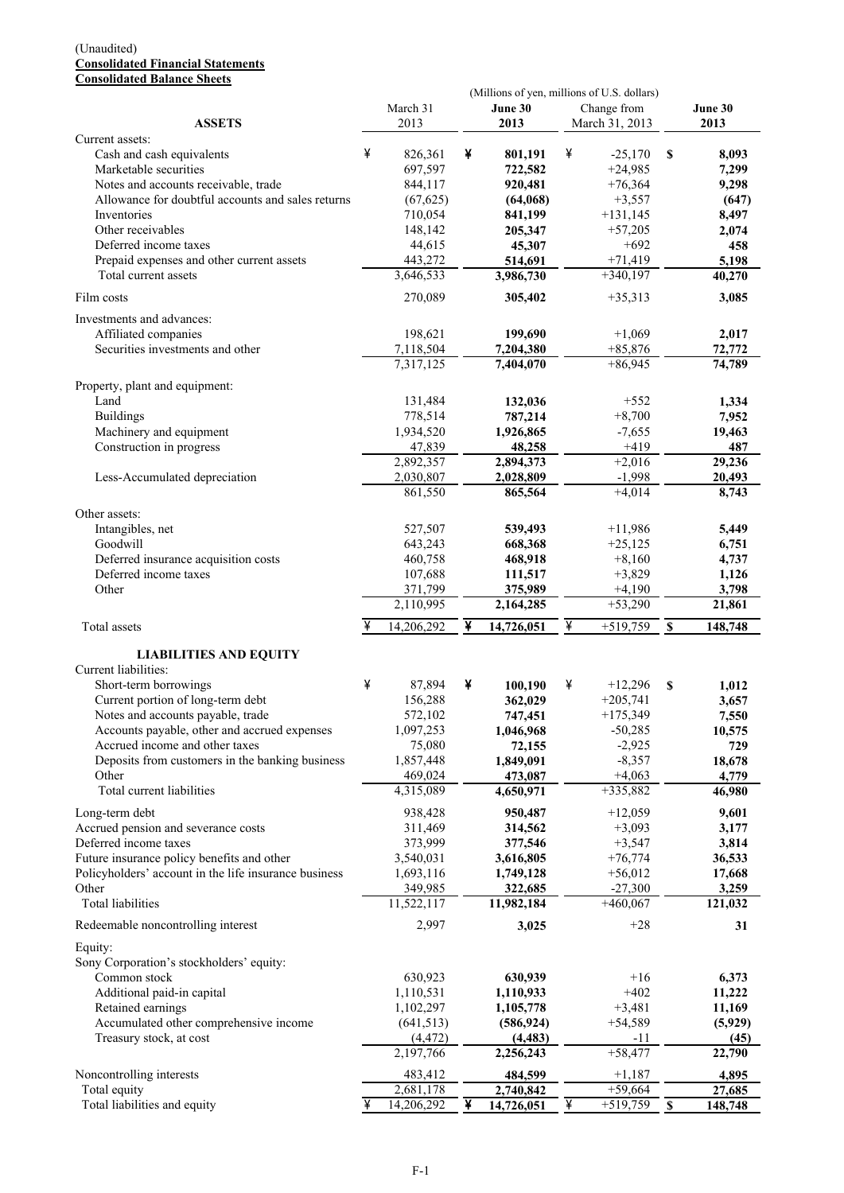(Unaudited)
**Consolidated Financial Statements**
**Consolidated Balance Sheets**

| | (Millions of yen, millions of U.S. dollars) | | | |
|---|---|---|---|---|
| **ASSETS** | March 31 2013 | **June 30 2013** | Change from March 31, 2013 | **June 30 2013** |
| Current assets: | | | | |
| Cash and cash equivalents | ¥ 826,361 | ¥ **801,191** | ¥ -25,170 | $ **8,093** |
| Marketable securities | 697,597 | **722,582** | +24,985 | **7,299** |
| Notes and accounts receivable, trade | 844,117 | **920,481** | +76,364 | **9,298** |
| Allowance for doubtful accounts and sales returns | (67,625) | **(64,068)** | +3,557 | **(647)** |
| Inventories | 710,054 | **841,199** | +131,145 | **8,497** |
| Other receivables | 148,142 | **205,347** | +57,205 | **2,074** |
| Deferred income taxes | 44,615 | **45,307** | +692 | **458** |
| Prepaid expenses and other current assets | 443,272 | **514,691** | +71,419 | **5,198** |
| Total current assets | 3,646,533 | **3,986,730** | +340,197 | **40,270** |
| Film costs | 270,089 | **305,402** | +35,313 | **3,085** |
| Investments and advances: | | | | |
| Affiliated companies | 198,621 | **199,690** | +1,069 | **2,017** |
| Securities investments and other | 7,118,504 | **7,204,380** | +85,876 | **72,772** |
| | 7,317,125 | **7,404,070** | +86,945 | **74,789** |
| Property, plant and equipment: | | | | |
| Land | 131,484 | **132,036** | +552 | **1,334** |
| Buildings | 778,514 | **787,214** | +8,700 | **7,952** |
| Machinery and equipment | 1,934,520 | **1,926,865** | -7,655 | **19,463** |
| Construction in progress | 47,839 | **48,258** | +419 | **487** |
| | 2,892,357 | **2,894,373** | +2,016 | **29,236** |
| Less-Accumulated depreciation | 2,030,807 | **2,028,809** | -1,998 | **20,493** |
| | 861,550 | **865,564** | +4,014 | **8,743** |
| Other assets: | | | | |
| Intangibles, net | 527,507 | **539,493** | +11,986 | **5,449** |
| Goodwill | 643,243 | **668,368** | +25,125 | **6,751** |
| Deferred insurance acquisition costs | 460,758 | **468,918** | +8,160 | **4,737** |
| Deferred income taxes | 107,688 | **111,517** | +3,829 | **1,126** |
| Other | 371,799 | **375,989** | +4,190 | **3,798** |
| | 2,110,995 | **2,164,285** | +53,290 | **21,861** |
| Total assets | ¥ 14,206,292 | ¥ **14,726,051** | ¥ +519,759 | $ **148,748** |
| **LIABILITIES AND EQUITY** | | | | |
| Current liabilities: | | | | |
| Short-term borrowings | ¥ 87,894 | ¥ **100,190** | ¥ +12,296 | $ **1,012** |
| Current portion of long-term debt | 156,288 | **362,029** | +205,741 | **3,657** |
| Notes and accounts payable, trade | 572,102 | **747,451** | +175,349 | **7,550** |
| Accounts payable, other and accrued expenses | 1,097,253 | **1,046,968** | -50,285 | **10,575** |
| Accrued income and other taxes | 75,080 | **72,155** | -2,925 | **729** |
| Deposits from customers in the banking business | 1,857,448 | **1,849,091** | -8,357 | **18,678** |
| Other | 469,024 | **473,087** | +4,063 | **4,779** |
| Total current liabilities | 4,315,089 | **4,650,971** | +335,882 | **46,980** |
| Long-term debt | 938,428 | **950,487** | +12,059 | **9,601** |
| Accrued pension and severance costs | 311,469 | **314,562** | +3,093 | **3,177** |
| Deferred income taxes | 373,999 | **377,546** | +3,547 | **3,814** |
| Future insurance policy benefits and other | 3,540,031 | **3,616,805** | +76,774 | **36,533** |
| Policyholders' account in the life insurance business | 1,693,116 | **1,749,128** | +56,012 | **17,668** |
| Other | 349,985 | **322,685** | -27,300 | **3,259** |
| Total liabilities | 11,522,117 | **11,982,184** | +460,067 | **121,032** |
| Redeemable noncontrolling interest | 2,997 | **3,025** | +28 | **31** |
| Equity: | | | | |
| Sony Corporation's stockholders' equity: | | | | |
| Common stock | 630,923 | **630,939** | +16 | **6,373** |
| Additional paid-in capital | 1,110,531 | **1,110,933** | +402 | **11,222** |
| Retained earnings | 1,102,297 | **1,105,778** | +3,481 | **11,169** |
| Accumulated other comprehensive income | (641,513) | **(586,924)** | +54,589 | **(5,929)** |
| Treasury stock, at cost | (4,472) | **(4,483)** | -11 | **(45)** |
| | 2,197,766 | **2,256,243** | +58,477 | **22,790** |
| Noncontrolling interests | 483,412 | **484,599** | +1,187 | **4,895** |
| Total equity | 2,681,178 | **2,740,842** | +59,664 | **27,685** |
| Total liabilities and equity | ¥ 14,206,292 | ¥ **14,726,051** | ¥ +519,759 | $ **148,748** |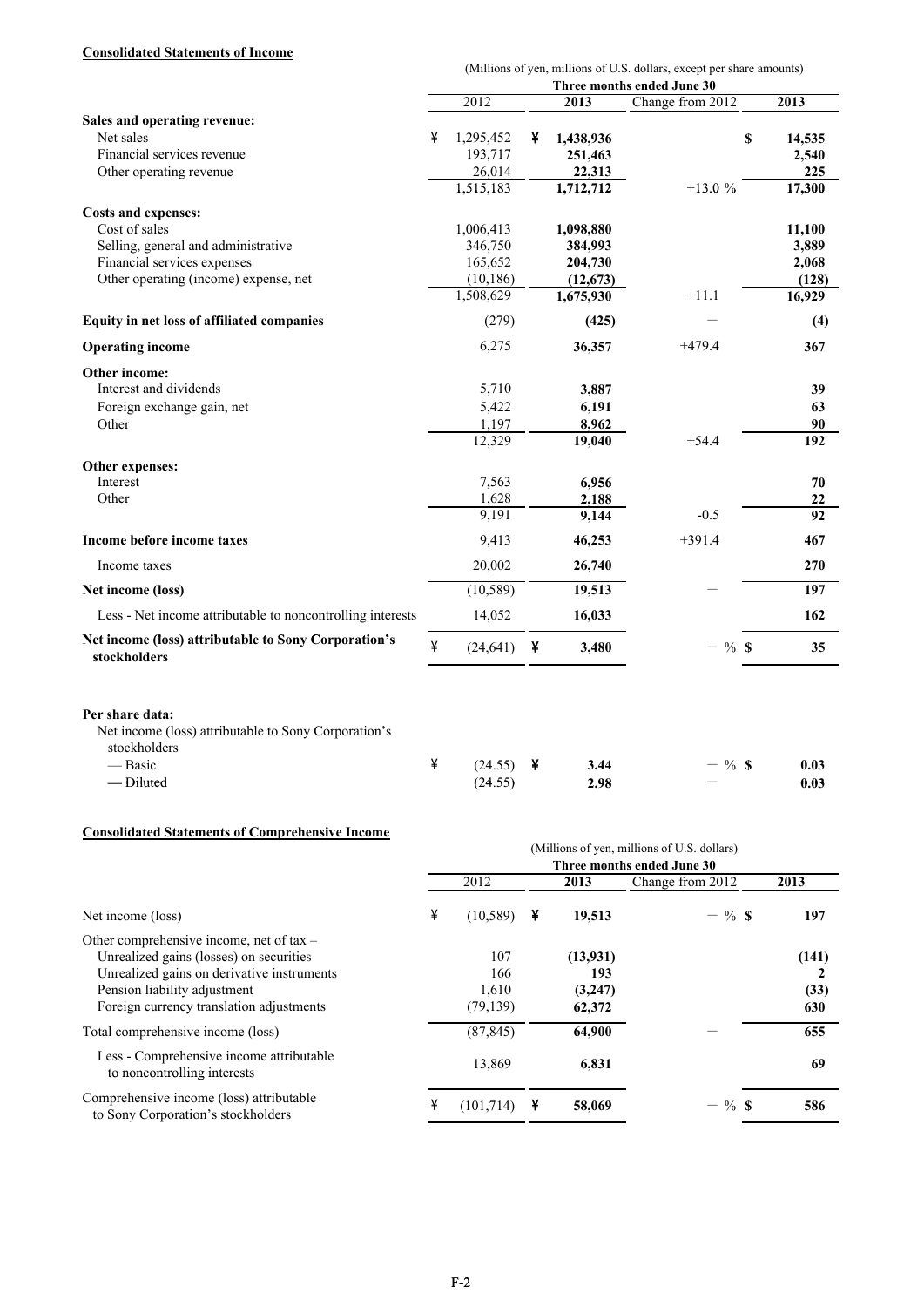**Consolidated Statements of Income**

| | (Millions of yen, millions of U.S. dollars, except per share amounts) | | | |
|---|---|---|---|---|
| | Three months ended June 30 | | | |
| | 2012 | 2013 | Change from 2012 | 2013 |
| **Sales and operating revenue:** | | | | |
| Net sales | ¥ 1,295,452 | ¥ **1,438,936** | | $ **14,535** |
| Financial services revenue | 193,717 | **251,463** | | **2,540** |
| Other operating revenue | 26,014 | **22,313** | | **225** |
| | 1,515,183 | **1,712,712** | +13.0 % | **17,300** |
| **Costs and expenses:** | | | | |
| Cost of sales | 1,006,413 | **1,098,880** | | **11,100** |
| Selling, general and administrative | 346,750 | **384,993** | | **3,889** |
| Financial services expenses | 165,652 | **204,730** | | **2,068** |
| Other operating (income) expense, net | (10,186) | **(12,673)** | | **(128)** |
| | 1,508,629 | **1,675,930** | +11.1 | **16,929** |
| **Equity in net loss of affiliated companies** | (279) | **(425)** | — | **(4)** |
| **Operating income** | 6,275 | **36,357** | +479.4 | **367** |
| **Other income:** | | | | |
| Interest and dividends | 5,710 | **3,887** | | **39** |
| Foreign exchange gain, net | 5,422 | **6,191** | | **63** |
| Other | 1,197 | **8,962** | | **90** |
| | 12,329 | **19,040** | +54.4 | **192** |
| **Other expenses:** | | | | |
| Interest | 7,563 | **6,956** | | **70** |
| Other | 1,628 | **2,188** | | **22** |
| | 9,191 | **9,144** | -0.5 | **92** |
| **Income before income taxes** | 9,413 | **46,253** | +391.4 | **467** |
| Income taxes | 20,002 | **26,740** | | **270** |
| **Net income (loss)** | (10,589) | **19,513** | — | **197** |
| Less - Net income attributable to noncontrolling interests | 14,052 | **16,033** | | **162** |
| **Net income (loss) attributable to Sony Corporation's stockholders** | ¥ (24,641) | ¥ **3,480** | — % | $ **35** |
| | | | | |
| **Per share data:** | | | | |
| Net income (loss) attributable to Sony Corporation's stockholders | | | | |
| — Basic | ¥ (24.55) | ¥ **3.44** | — % | $ **0.03** |
| — Diluted | (24.55) | **2.98** | — | **0.03** |

**Consolidated Statements of Comprehensive Income**

| | (Millions of yen, millions of U.S. dollars) | | | |
|---|---|---|---|---|
| | Three months ended June 30 | | | |
| | 2012 | 2013 | Change from 2012 | 2013 |
| Net income (loss) | ¥ (10,589) | ¥ **19,513** | — % | $ **197** |
| Other comprehensive income, net of tax – | | | | |
| Unrealized gains (losses) on securities | 107 | **(13,931)** | | **(141)** |
| Unrealized gains on derivative instruments | 166 | **193** | | **2** |
| Pension liability adjustment | 1,610 | **(3,247)** | | **(33)** |
| Foreign currency translation adjustments | (79,139) | **62,372** | | **630** |
| Total comprehensive income (loss) | (87,845) | **64,900** | — | **655** |
| Less - Comprehensive income attributable to noncontrolling interests | 13,869 | **6,831** | | **69** |
| Comprehensive income (loss) attributable to Sony Corporation's stockholders | ¥ (101,714) | ¥ **58,069** | — % | $ **586** |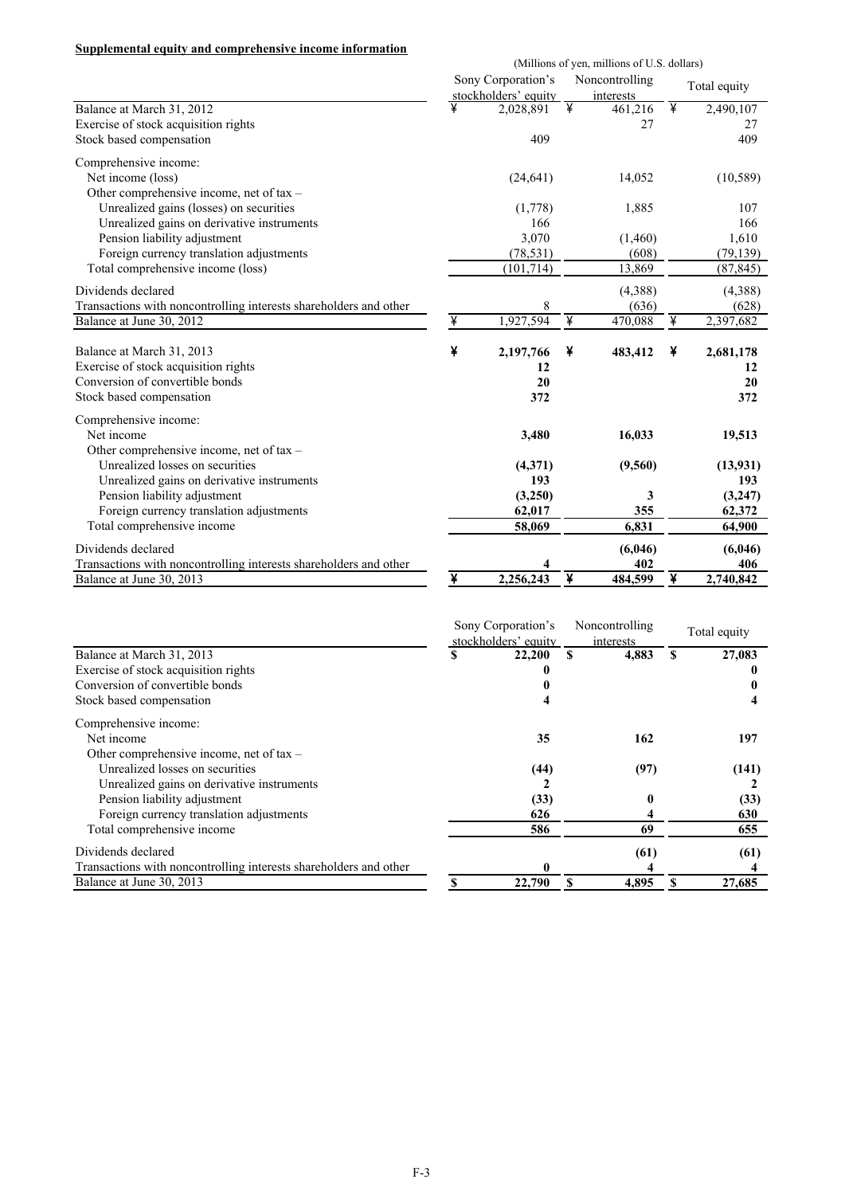**Supplemental equity and comprehensive income information**

(Millions of yen, millions of U.S. dollars)

| | Sony Corporation's stockholders' equity | Noncontrolling interests | Total equity |
|---|---|---|---|
| Balance at March 31, 2012 | ¥ 2,028,891 | ¥ 461,216 | ¥ 2,490,107 |
| Exercise of stock acquisition rights | | 27 | 27 |
| Stock based compensation | 409 | | 409 |
| Comprehensive income: | | | |
| Net income (loss) | (24,641) | 14,052 | (10,589) |
| Other comprehensive income, net of tax – | | | |
| Unrealized gains (losses) on securities | (1,778) | 1,885 | 107 |
| Unrealized gains on derivative instruments | 166 | | 166 |
| Pension liability adjustment | 3,070 | (1,460) | 1,610 |
| Foreign currency translation adjustments | (78,531) | (608) | (79,139) |
| Total comprehensive income (loss) | (101,714) | 13,869 | (87,845) |
| Dividends declared | | (4,388) | (4,388) |
| Transactions with noncontrolling interests shareholders and other | 8 | (636) | (628) |
| Balance at June 30, 2012 | ¥ 1,927,594 | ¥ 470,088 | ¥ 2,397,682 |
| | | | |
| **Balance at March 31, 2013** | **¥ 2,197,766** | **¥ 483,412** | **¥ 2,681,178** |
| Exercise of stock acquisition rights | **12** | | **12** |
| Conversion of convertible bonds | **20** | | **20** |
| Stock based compensation | **372** | | **372** |
| Comprehensive income: | | | |
| Net income | **3,480** | **16,033** | **19,513** |
| Other comprehensive income, net of tax – | | | |
| Unrealized losses on securities | **(4,371)** | **(9,560)** | **(13,931)** |
| Unrealized gains on derivative instruments | **193** | | **193** |
| Pension liability adjustment | **(3,250)** | **3** | **(3,247)** |
| Foreign currency translation adjustments | **62,017** | **355** | **62,372** |
| Total comprehensive income | **58,069** | **6,831** | **64,900** |
| Dividends declared | | **(6,046)** | **(6,046)** |
| Transactions with noncontrolling interests shareholders and other | **4** | **402** | **406** |
| Balance at June 30, 2013 | **¥ 2,256,243** | **¥ 484,599** | **¥ 2,740,842** |

| | Sony Corporation's stockholders' equity | Noncontrolling interests | Total equity |
|---|---|---|---|
| Balance at March 31, 2013 | **$ 22,200** | **$ 4,883** | **$ 27,083** |
| Exercise of stock acquisition rights | **0** | | **0** |
| Conversion of convertible bonds | **0** | | **0** |
| Stock based compensation | **4** | | **4** |
| Comprehensive income: | | | |
| Net income | **35** | **162** | **197** |
| Other comprehensive income, net of tax – | | | |
| Unrealized losses on securities | **(44)** | **(97)** | **(141)** |
| Unrealized gains on derivative instruments | **2** | | **2** |
| Pension liability adjustment | **(33)** | **0** | **(33)** |
| Foreign currency translation adjustments | **626** | **4** | **630** |
| Total comprehensive income | **586** | **69** | **655** |
| Dividends declared | | **(61)** | **(61)** |
| Transactions with noncontrolling interests shareholders and other | **0** | **4** | **4** |
| Balance at June 30, 2013 | **$ 22,790** | **$ 4,895** | **$ 27,685** |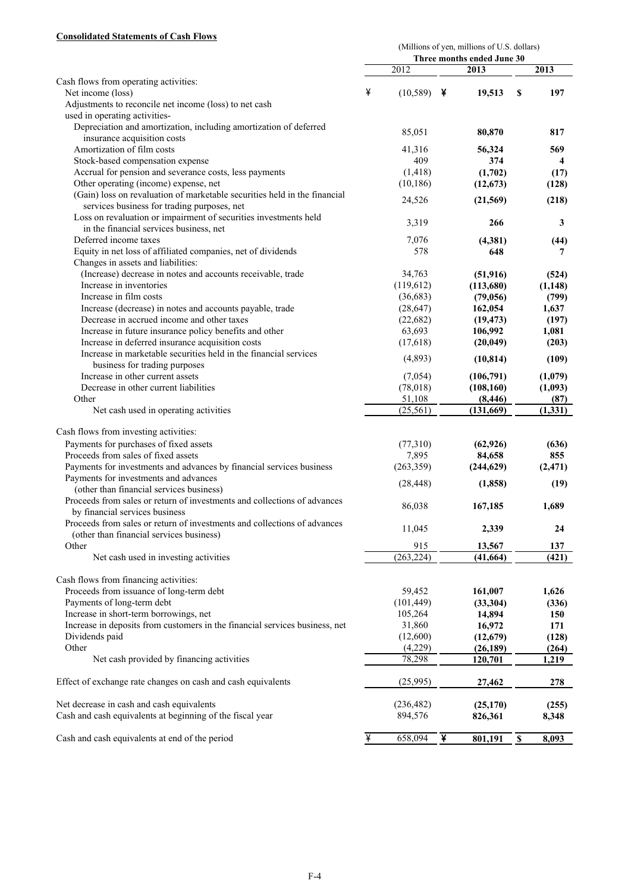**Consolidated Statements of Cash Flows**

| | (Millions of yen, millions of U.S. dollars) | | |
|---|---|---|---|
| | Three months ended June 30 | | |
| | 2012 | 2013 | 2013 |
| Cash flows from operating activities: | | | |
| Net income (loss) | ¥ (10,589) | ¥ **19,513** | $ **197** |
| Adjustments to reconcile net income (loss) to net cash used in operating activities- | | | |
| Depreciation and amortization, including amortization of deferred insurance acquisition costs | 85,051 | **80,870** | **817** |
| Amortization of film costs | 41,316 | **56,324** | **569** |
| Stock-based compensation expense | 409 | **374** | **4** |
| Accrual for pension and severance costs, less payments | (1,418) | **(1,702)** | **(17)** |
| Other operating (income) expense, net | (10,186) | **(12,673)** | **(128)** |
| (Gain) loss on revaluation of marketable securities held in the financial services business for trading purposes, net | 24,526 | **(21,569)** | **(218)** |
| Loss on revaluation or impairment of securities investments held in the financial services business, net | 3,319 | **266** | **3** |
| Deferred income taxes | 7,076 | **(4,381)** | **(44)** |
| Equity in net loss of affiliated companies, net of dividends | 578 | **648** | **7** |
| Changes in assets and liabilities: | | | |
| (Increase) decrease in notes and accounts receivable, trade | 34,763 | **(51,916)** | **(524)** |
| Increase in inventories | (119,612) | **(113,680)** | **(1,148)** |
| Increase in film costs | (36,683) | **(79,056)** | **(799)** |
| Increase (decrease) in notes and accounts payable, trade | (28,647) | **162,054** | **1,637** |
| Decrease in accrued income and other taxes | (22,682) | **(19,473)** | **(197)** |
| Increase in future insurance policy benefits and other | 63,693 | **106,992** | **1,081** |
| Increase in deferred insurance acquisition costs | (17,618) | **(20,049)** | **(203)** |
| Increase in marketable securities held in the financial services business for trading purposes | (4,893) | **(10,814)** | **(109)** |
| Increase in other current assets | (7,054) | **(106,791)** | **(1,079)** |
| Decrease in other current liabilities | (78,018) | **(108,160)** | **(1,093)** |
| Other | 51,108 | **(8,446)** | **(87)** |
| Net cash used in operating activities | (25,561) | **(131,669)** | **(1,331)** |
| Cash flows from investing activities: | | | |
| Payments for purchases of fixed assets | (77,310) | **(62,926)** | **(636)** |
| Proceeds from sales of fixed assets | 7,895 | **84,658** | **855** |
| Payments for investments and advances by financial services business | (263,359) | **(244,629)** | **(2,471)** |
| Payments for investments and advances (other than financial services business) | (28,448) | **(1,858)** | **(19)** |
| Proceeds from sales or return of investments and collections of advances by financial services business | 86,038 | **167,185** | **1,689** |
| Proceeds from sales or return of investments and collections of advances (other than financial services business) | 11,045 | **2,339** | **24** |
| Other | 915 | **13,567** | **137** |
| Net cash used in investing activities | (263,224) | **(41,664)** | **(421)** |
| Cash flows from financing activities: | | | |
| Proceeds from issuance of long-term debt | 59,452 | **161,007** | **1,626** |
| Payments of long-term debt | (101,449) | **(33,304)** | **(336)** |
| Increase in short-term borrowings, net | 105,264 | **14,894** | **150** |
| Increase in deposits from customers in the financial services business, net | 31,860 | **16,972** | **171** |
| Dividends paid | (12,600) | **(12,679)** | **(128)** |
| Other | (4,229) | **(26,189)** | **(264)** |
| Net cash provided by financing activities | 78,298 | **120,701** | **1,219** |
| Effect of exchange rate changes on cash and cash equivalents | (25,995) | **27,462** | **278** |
| Net decrease in cash and cash equivalents | (236,482) | **(25,170)** | **(255)** |
| Cash and cash equivalents at beginning of the fiscal year | 894,576 | **826,361** | **8,348** |
| Cash and cash equivalents at end of the period | ¥ 658,094 | ¥ **801,191** | $ **8,093** |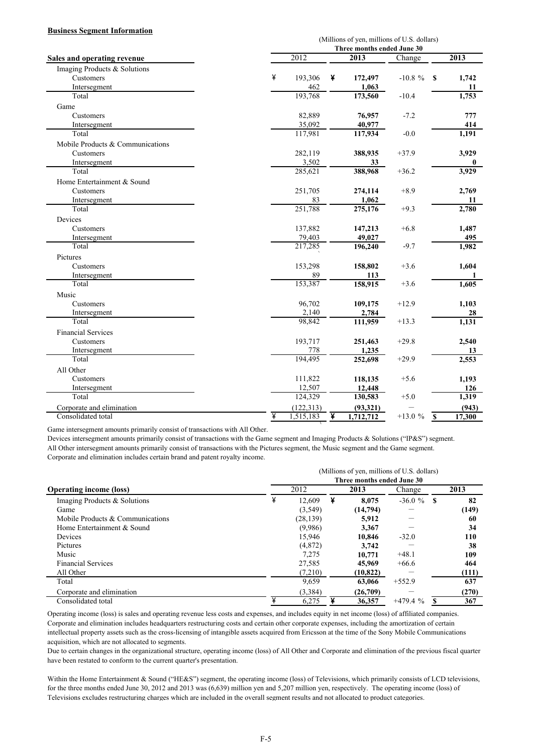**Business Segment Information**

| Sales and operating revenue | (Millions of yen, millions of U.S. dollars) Three months ended June 30 2012 | 2013 | Change | 2013 |
|---|---|---|---|---|
| Imaging Products & Solutions | | | | |
| Customers | ¥ 193,306 | ¥ 172,497 | -10.8 % | $ 1,742 |
| Intersegment | 462 | 1,063 | | 11 |
| Total | 193,768 | 173,560 | -10.4 | 1,753 |
| Game | | | | |
| Customers | 82,889 | 76,957 | -7.2 | 777 |
| Intersegment | 35,092 | 40,977 | | 414 |
| Total | 117,981 | 117,934 | -0.0 | 1,191 |
| Mobile Products & Communications | | | | |
| Customers | 282,119 | 388,935 | +37.9 | 3,929 |
| Intersegment | 3,502 | 33 | | 0 |
| Total | 285,621 | 388,968 | +36.2 | 3,929 |
| Home Entertainment & Sound | | | | |
| Customers | 251,705 | 274,114 | +8.9 | 2,769 |
| Intersegment | 83 | 1,062 | | 11 |
| Total | 251,788 | 275,176 | +9.3 | 2,780 |
| Devices | | | | |
| Customers | 137,882 | 147,213 | +6.8 | 1,487 |
| Intersegment | 79,403 | 49,027 | | 495 |
| Total | 217,285 | 196,240 | -9.7 | 1,982 |
| Pictures | | | | |
| Customers | 153,298 | 158,802 | +3.6 | 1,604 |
| Intersegment | 89 | 113 | | 1 |
| Total | 153,387 | 158,915 | +3.6 | 1,605 |
| Music | | | | |
| Customers | 96,702 | 109,175 | +12.9 | 1,103 |
| Intersegment | 2,140 | 2,784 | | 28 |
| Total | 98,842 | 111,959 | +13.3 | 1,131 |
| Financial Services | | | | |
| Customers | 193,717 | 251,463 | +29.8 | 2,540 |
| Intersegment | 778 | 1,235 | | 13 |
| Total | 194,495 | 252,698 | +29.9 | 2,553 |
| All Other | | | | |
| Customers | 111,822 | 118,135 | +5.6 | 1,193 |
| Intersegment | 12,507 | 12,448 | | 126 |
| Total | 124,329 | 130,583 | +5.0 | 1,319 |
| Corporate and elimination | (122,313) | (93,321) | — | (943) |
| Consolidated total | ¥ 1,515,183 | ¥ 1,712,712 | +13.0 % | $ 17,300 |

Game intersegment amounts primarily consist of transactions with All Other.
Devices intersegment amounts primarily consist of transactions with the Game segment and Imaging Products & Solutions ("IP&S") segment.
All Other intersegment amounts primarily consist of transactions with the Pictures segment, the Music segment and the Game segment.
Corporate and elimination includes certain brand and patent royalty income.

| Operating income (loss) | (Millions of yen, millions of U.S. dollars) Three months ended June 30 2012 | 2013 | Change | 2013 |
|---|---|---|---|---|
| Imaging Products & Solutions | ¥ 12,609 | ¥ 8,075 | -36.0 % | $ 82 |
| Game | (3,549) | (14,794) | — | (149) |
| Mobile Products & Communications | (28,139) | 5,912 | — | 60 |
| Home Entertainment & Sound | (9,986) | 3,367 | — | 34 |
| Devices | 15,946 | 10,846 | -32.0 | 110 |
| Pictures | (4,872) | 3,742 | — | 38 |
| Music | 7,275 | 10,771 | +48.1 | 109 |
| Financial Services | 27,585 | 45,969 | +66.6 | 464 |
| All Other | (7,210) | (10,822) | — | (111) |
| Total | 9,659 | 63,066 | +552.9 | 637 |
| Corporate and elimination | (3,384) | (26,709) | — | (270) |
| Consolidated total | ¥ 6,275 | ¥ 36,357 | +479.4 % | $ 367 |

Operating income (loss) is sales and operating revenue less costs and expenses, and includes equity in net income (loss) of affiliated companies.
Corporate and elimination includes headquarters restructuring costs and certain other corporate expenses, including the amortization of certain intellectual property assets such as the cross-licensing of intangible assets acquired from Ericsson at the time of the Sony Mobile Communications acquisition, which are not allocated to segments.
Due to certain changes in the organizational structure, operating income (loss) of All Other and Corporate and elimination of the previous fiscal quarter have been restated to conform to the current quarter's presentation.

Within the Home Entertainment & Sound ("HE&S") segment, the operating income (loss) of Televisions, which primarily consists of LCD televisions, for the three months ended June 30, 2012 and 2013 was (6,639) million yen and 5,207 million yen, respectively. The operating income (loss) of Televisions excludes restructuring charges which are included in the overall segment results and not allocated to product categories.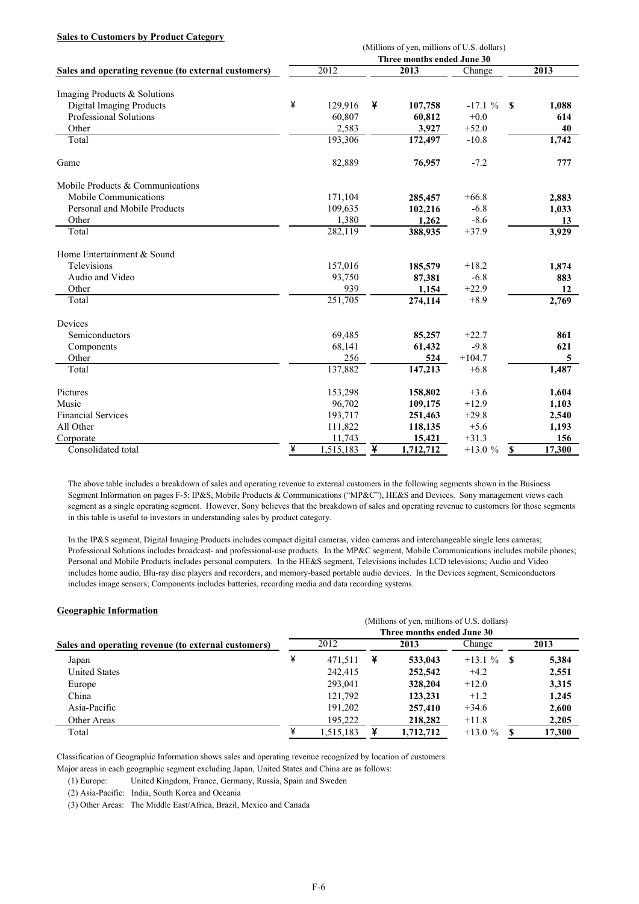**Sales to Customers by Product Category**

| Sales and operating revenue (to external customers) | (Millions of yen, millions of U.S. dollars) Three months ended June 30 | | | |
|---|---|---|---|---|
| | 2012 | 2013 | Change | 2013 |
| Imaging Products & Solutions | | | | |
| Digital Imaging Products | ¥ 129,916 | ¥ **107,758** | -17.1 % | $ **1,088** |
| Professional Solutions | 60,807 | **60,812** | +0.0 | **614** |
| Other | 2,583 | **3,927** | +52.0 | **40** |
| Total | 193,306 | **172,497** | -10.8 | **1,742** |
| Game | 82,889 | **76,957** | -7.2 | **777** |
| Mobile Products & Communications | | | | |
| Mobile Communications | 171,104 | **285,457** | +66.8 | **2,883** |
| Personal and Mobile Products | 109,635 | **102,216** | -6.8 | **1,033** |
| Other | 1,380 | **1,262** | -8.6 | **13** |
| Total | 282,119 | **388,935** | +37.9 | **3,929** |
| Home Entertainment & Sound | | | | |
| Televisions | 157,016 | **185,579** | +18.2 | **1,874** |
| Audio and Video | 93,750 | **87,381** | -6.8 | **883** |
| Other | 939 | **1,154** | +22.9 | **12** |
| Total | 251,705 | **274,114** | +8.9 | **2,769** |
| Devices | | | | |
| Semiconductors | 69,485 | **85,257** | +22.7 | **861** |
| Components | 68,141 | **61,432** | -9.8 | **621** |
| Other | 256 | **524** | +104.7 | **5** |
| Total | 137,882 | **147,213** | +6.8 | **1,487** |
| Pictures | 153,298 | **158,802** | +3.6 | **1,604** |
| Music | 96,702 | **109,175** | +12.9 | **1,103** |
| Financial Services | 193,717 | **251,463** | +29.8 | **2,540** |
| All Other | 111,822 | **118,135** | +5.6 | **1,193** |
| Corporate | 11,743 | **15,421** | +31.3 | **156** |
| Consolidated total | ¥ 1,515,183 | ¥ **1,712,712** | +13.0 % | $ **17,300** |

The above table includes a breakdown of sales and operating revenue to external customers in the following segments shown in the Business Segment Information on pages F-5: IP&S, Mobile Products & Communications ("MP&C"), HE&S and Devices. Sony management views each segment as a single operating segment. However, Sony believes that the breakdown of sales and operating revenue to customers for those segments in this table is useful to investors in understanding sales by product category.

In the IP&S segment, Digital Imaging Products includes compact digital cameras, video cameras and interchangeable single lens cameras; Professional Solutions includes broadcast- and professional-use products. In the MP&C segment, Mobile Communications includes mobile phones; Personal and Mobile Products includes personal computers. In the HE&S segment, Televisions includes LCD televisions; Audio and Video includes home audio, Blu-ray disc players and recorders, and memory-based portable audio devices. In the Devices segment, Semiconductors includes image sensors; Components includes batteries, recording media and data recording systems.

**Geographic Information**

| Sales and operating revenue (to external customers) | (Millions of yen, millions of U.S. dollars) Three months ended June 30 | | | |
|---|---|---|---|---|
| | 2012 | 2013 | Change | 2013 |
| Japan | ¥ 471,511 | ¥ **533,043** | +13.1 % | $ **5,384** |
| United States | 242,415 | **252,542** | +4.2 | **2,551** |
| Europe | 293,041 | **328,204** | +12.0 | **3,315** |
| China | 121,792 | **123,231** | +1.2 | **1,245** |
| Asia-Pacific | 191,202 | **257,410** | +34.6 | **2,600** |
| Other Areas | 195,222 | **218,282** | +11.8 | **2,205** |
| Total | ¥ 1,515,183 | ¥ **1,712,712** | +13.0 % | $ **17,300** |

Classification of Geographic Information shows sales and operating revenue recognized by location of customers.

Major areas in each geographic segment excluding Japan, United States and China are as follows:

(1) Europe: United Kingdom, France, Germany, Russia, Spain and Sweden

(2) Asia-Pacific: India, South Korea and Oceania

(3) Other Areas: The Middle East/Africa, Brazil, Mexico and Canada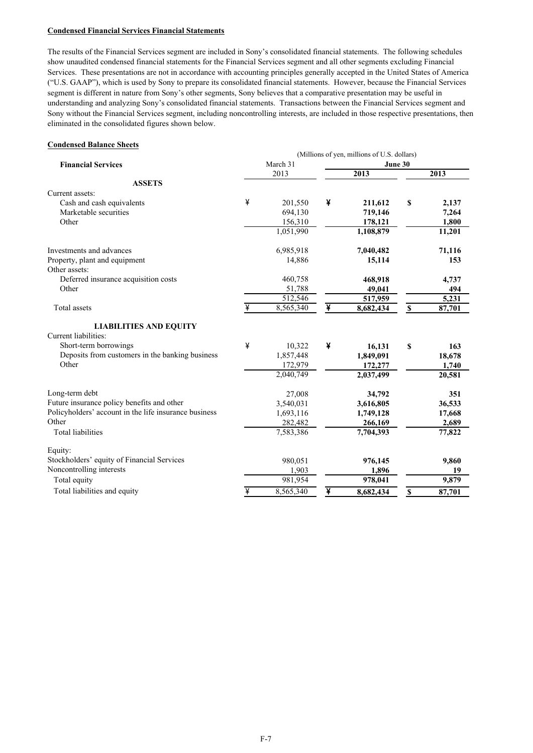**Condensed Financial Services Financial Statements**

The results of the Financial Services segment are included in Sony's consolidated financial statements. The following schedules show unaudited condensed financial statements for the Financial Services segment and all other segments excluding Financial Services. These presentations are not in accordance with accounting principles generally accepted in the United States of America ("U.S. GAAP"), which is used by Sony to prepare its consolidated financial statements. However, because the Financial Services segment is different in nature from Sony's other segments, Sony believes that a comparative presentation may be useful in understanding and analyzing Sony's consolidated financial statements. Transactions between the Financial Services segment and Sony without the Financial Services segment, including noncontrolling interests, are included in those respective presentations, then eliminated in the consolidated figures shown below.

**Condensed Balance Sheets**

| | (Millions of yen, millions of U.S. dollars) | | |
|---|---|---|---|
| **Financial Services** | March 31 | **June 30** | |
| | 2013 | **2013** | **2013** |
| **ASSETS** | | | |
| Current assets: | | | |
| Cash and cash equivalents | ¥ 201,550 | ¥ **211,612** | $ **2,137** |
| Marketable securities | 694,130 | **719,146** | **7,264** |
| Other | 156,310 | **178,121** | **1,800** |
| | 1,051,990 | **1,108,879** | **11,201** |
| Investments and advances | 6,985,918 | **7,040,482** | **71,116** |
| Property, plant and equipment | 14,886 | **15,114** | **153** |
| Other assets: | | | |
| Deferred insurance acquisition costs | 460,758 | **468,918** | **4,737** |
| Other | 51,788 | **49,041** | **494** |
| | 512,546 | **517,959** | **5,231** |
| Total assets | ¥ 8,565,340 | ¥ **8,682,434** | $ **87,701** |
| **LIABILITIES AND EQUITY** | | | |
| Current liabilities: | | | |
| Short-term borrowings | ¥ 10,322 | ¥ **16,131** | $ **163** |
| Deposits from customers in the banking business | 1,857,448 | **1,849,091** | **18,678** |
| Other | 172,979 | **172,277** | **1,740** |
| | 2,040,749 | **2,037,499** | **20,581** |
| Long-term debt | 27,008 | **34,792** | **351** |
| Future insurance policy benefits and other | 3,540,031 | **3,616,805** | **36,533** |
| Policyholders' account in the life insurance business | 1,693,116 | **1,749,128** | **17,668** |
| Other | 282,482 | **266,169** | **2,689** |
| Total liabilities | 7,583,386 | **7,704,393** | **77,822** |
| Equity: | | | |
| Stockholders' equity of Financial Services | 980,051 | **976,145** | **9,860** |
| Noncontrolling interests | 1,903 | **1,896** | **19** |
| Total equity | 981,954 | **978,041** | **9,879** |
| Total liabilities and equity | ¥ 8,565,340 | ¥ **8,682,434** | $ **87,701** |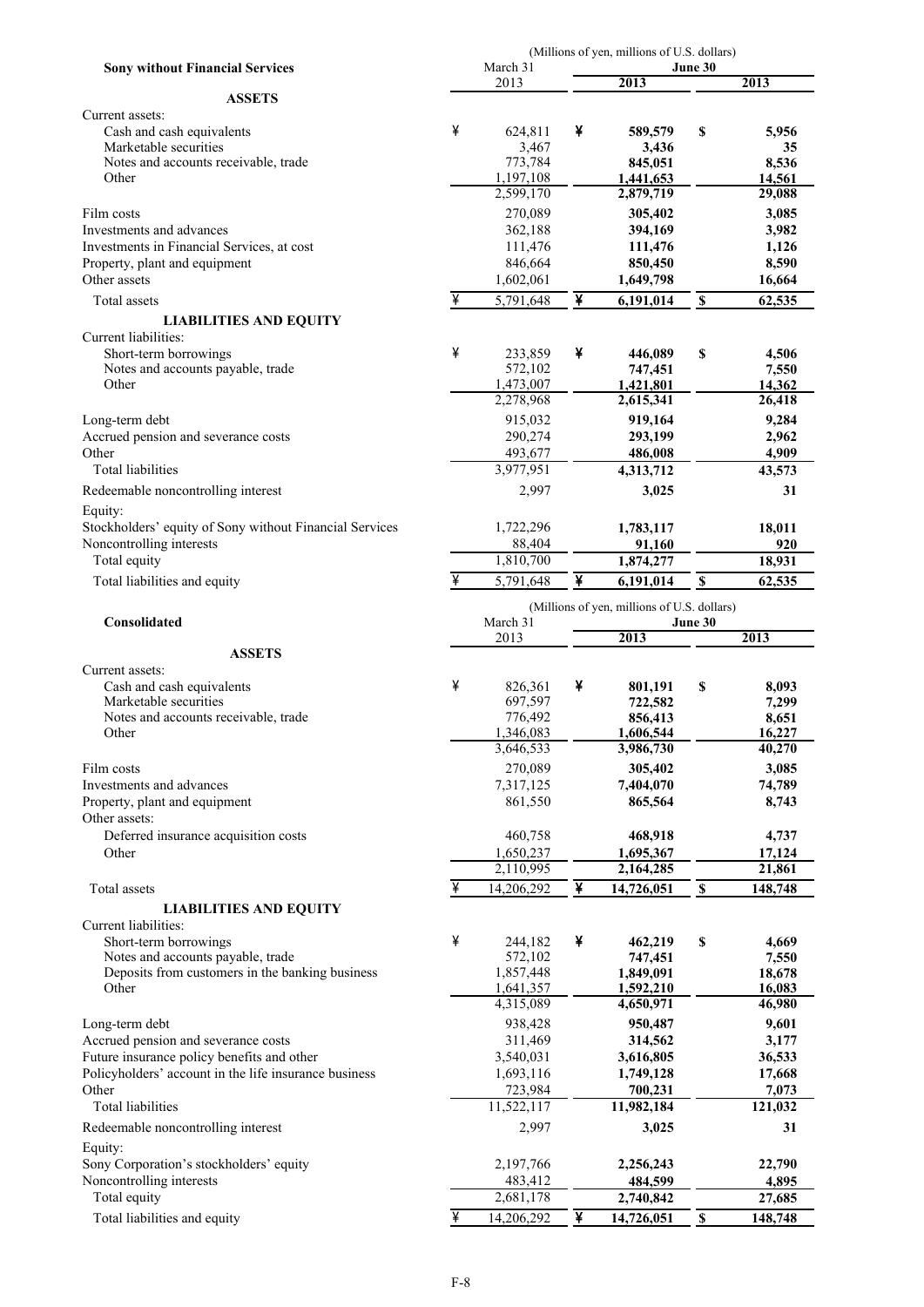| Sony without Financial Services | (Millions of yen, millions of U.S. dollars) | | |
|---|---|---|---|
| | March 31 | June 30 | |
| | 2013 | **2013** | **2013** |
| **ASSETS** | | | |
| Current assets: | | | |
| Cash and cash equivalents | ¥ 624,811 | ¥ **589,579** | $ **5,956** |
| Marketable securities | 3,467 | **3,436** | **35** |
| Notes and accounts receivable, trade | 773,784 | **845,051** | **8,536** |
| Other | 1,197,108 | **1,441,653** | **14,561** |
| | 2,599,170 | **2,879,719** | **29,088** |
| Film costs | 270,089 | **305,402** | **3,085** |
| Investments and advances | 362,188 | **394,169** | **3,982** |
| Investments in Financial Services, at cost | 111,476 | **111,476** | **1,126** |
| Property, plant and equipment | 846,664 | **850,450** | **8,590** |
| Other assets | 1,602,061 | **1,649,798** | **16,664** |
| Total assets | ¥ 5,791,648 | ¥ **6,191,014** | $ **62,535** |
| **LIABILITIES AND EQUITY** | | | |
| Current liabilities: | | | |
| Short-term borrowings | ¥ 233,859 | ¥ **446,089** | $ **4,506** |
| Notes and accounts payable, trade | 572,102 | **747,451** | **7,550** |
| Other | 1,473,007 | **1,421,801** | **14,362** |
| | 2,278,968 | **2,615,341** | **26,418** |
| Long-term debt | 915,032 | **919,164** | **9,284** |
| Accrued pension and severance costs | 290,274 | **293,199** | **2,962** |
| Other | 493,677 | **486,008** | **4,909** |
| Total liabilities | 3,977,951 | **4,313,712** | **43,573** |
| Redeemable noncontrolling interest | 2,997 | **3,025** | **31** |
| Equity: | | | |
| Stockholders' equity of Sony without Financial Services | 1,722,296 | **1,783,117** | **18,011** |
| Noncontrolling interests | 88,404 | **91,160** | **920** |
| Total equity | 1,810,700 | **1,874,277** | **18,931** |
| Total liabilities and equity | ¥ 5,791,648 | ¥ **6,191,014** | $ **62,535** |

| Consolidated | (Millions of yen, millions of U.S. dollars) | | |
|---|---|---|---|
| | March 31 | June 30 | |
| | 2013 | **2013** | **2013** |
| **ASSETS** | | | |
| Current assets: | | | |
| Cash and cash equivalents | ¥ 826,361 | ¥ **801,191** | $ **8,093** |
| Marketable securities | 697,597 | **722,582** | **7,299** |
| Notes and accounts receivable, trade | 776,492 | **856,413** | **8,651** |
| Other | 1,346,083 | **1,606,544** | **16,227** |
| | 3,646,533 | **3,986,730** | **40,270** |
| Film costs | 270,089 | **305,402** | **3,085** |
| Investments and advances | 7,317,125 | **7,404,070** | **74,789** |
| Property, plant and equipment | 861,550 | **865,564** | **8,743** |
| Other assets: | | | |
| Deferred insurance acquisition costs | 460,758 | **468,918** | **4,737** |
| Other | 1,650,237 | **1,695,367** | **17,124** |
| | 2,110,995 | **2,164,285** | **21,861** |
| Total assets | ¥ 14,206,292 | ¥ **14,726,051** | $ **148,748** |
| **LIABILITIES AND EQUITY** | | | |
| Current liabilities: | | | |
| Short-term borrowings | ¥ 244,182 | ¥ **462,219** | $ **4,669** |
| Notes and accounts payable, trade | 572,102 | **747,451** | **7,550** |
| Deposits from customers in the banking business | 1,857,448 | **1,849,091** | **18,678** |
| Other | 1,641,357 | **1,592,210** | **16,083** |
| | 4,315,089 | **4,650,971** | **46,980** |
| Long-term debt | 938,428 | **950,487** | **9,601** |
| Accrued pension and severance costs | 311,469 | **314,562** | **3,177** |
| Future insurance policy benefits and other | 3,540,031 | **3,616,805** | **36,533** |
| Policyholders' account in the life insurance business | 1,693,116 | **1,749,128** | **17,668** |
| Other | 723,984 | **700,231** | **7,073** |
| Total liabilities | 11,522,117 | **11,982,184** | **121,032** |
| Redeemable noncontrolling interest | 2,997 | **3,025** | **31** |
| Equity: | | | |
| Sony Corporation's stockholders' equity | 2,197,766 | **2,256,243** | **22,790** |
| Noncontrolling interests | 483,412 | **484,599** | **4,895** |
| Total equity | 2,681,178 | **2,740,842** | **27,685** |
| Total liabilities and equity | ¥ 14,206,292 | ¥ **14,726,051** | $ **148,748** |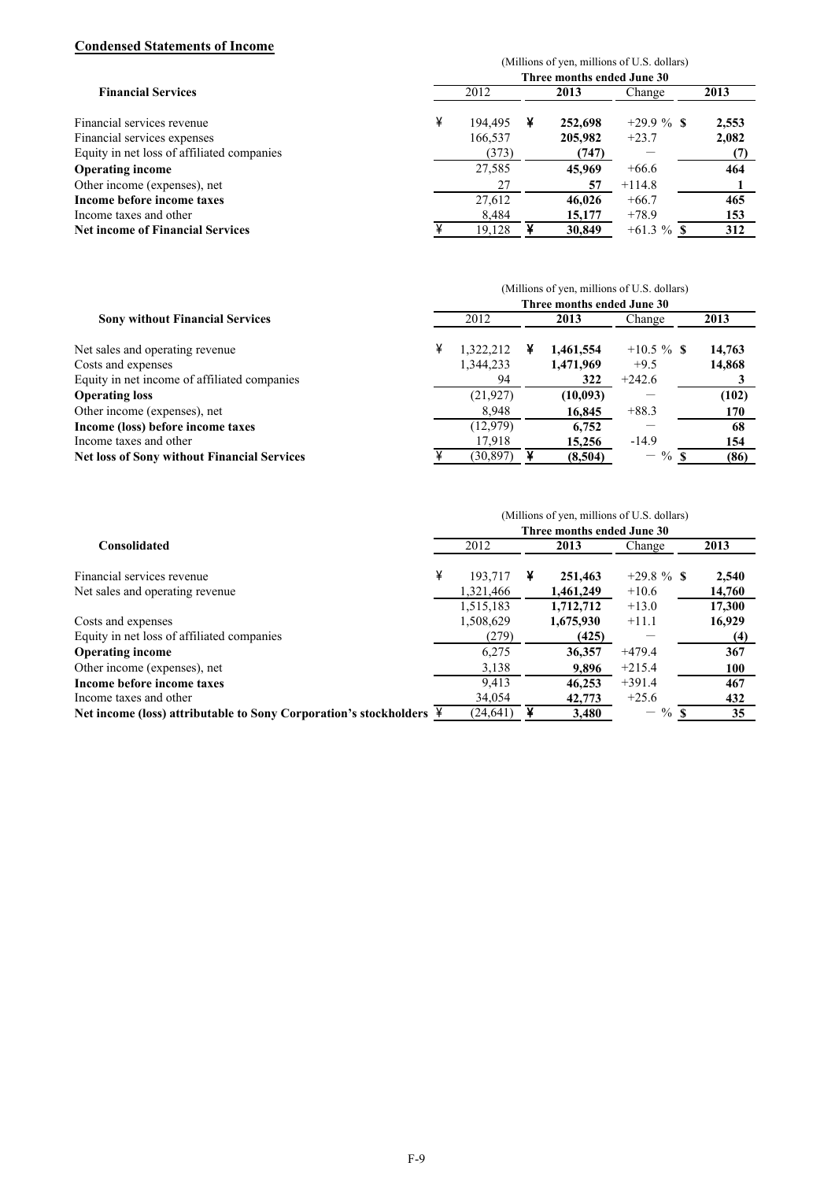## Condensed Statements of Income

| Financial Services | (Millions of yen, millions of U.S. dollars) | | | |
|---|---|---|---|---|
| | Three months ended June 30 | | | |
| | 2012 | 2013 | Change | 2013 |
| Financial services revenue | ¥ 194,495 | ¥ **252,698** | +29.9 % | $ **2,553** |
| Financial services expenses | 166,537 | **205,982** | +23.7 | **2,082** |
| Equity in net loss of affiliated companies | (373) | **(747)** | — | **(7)** |
| **Operating income** | 27,585 | **45,969** | +66.6 | **464** |
| Other income (expenses), net | 27 | **57** | +114.8 | **1** |
| **Income before income taxes** | 27,612 | **46,026** | +66.7 | **465** |
| Income taxes and other | 8,484 | **15,177** | +78.9 | **153** |
| **Net income of Financial Services** | ¥ 19,128 | ¥ **30,849** | +61.3 % | $ **312** |

| Sony without Financial Services | (Millions of yen, millions of U.S. dollars) | | | |
|---|---|---|---|---|
| | Three months ended June 30 | | | |
| | 2012 | 2013 | Change | 2013 |
| Net sales and operating revenue | ¥ 1,322,212 | ¥ **1,461,554** | +10.5 % | $ **14,763** |
| Costs and expenses | 1,344,233 | **1,471,969** | +9.5 | **14,868** |
| Equity in net income of affiliated companies | 94 | **322** | +242.6 | **3** |
| **Operating loss** | (21,927) | **(10,093)** | — | **(102)** |
| Other income (expenses), net | 8,948 | **16,845** | +88.3 | **170** |
| **Income (loss) before income taxes** | (12,979) | **6,752** | — | **68** |
| Income taxes and other | 17,918 | **15,256** | -14.9 | **154** |
| **Net loss of Sony without Financial Services** | ¥ (30,897) | ¥ **(8,504)** | — % | $ **(86)** |

| Consolidated | (Millions of yen, millions of U.S. dollars) | | | |
|---|---|---|---|---|
| | Three months ended June 30 | | | |
| | 2012 | 2013 | Change | 2013 |
| Financial services revenue | ¥ 193,717 | ¥ **251,463** | +29.8 % | $ **2,540** |
| Net sales and operating revenue | 1,321,466 | **1,461,249** | +10.6 | **14,760** |
| | 1,515,183 | **1,712,712** | +13.0 | **17,300** |
| Costs and expenses | 1,508,629 | **1,675,930** | +11.1 | **16,929** |
| Equity in net loss of affiliated companies | (279) | **(425)** | — | **(4)** |
| **Operating income** | 6,275 | **36,357** | +479.4 | **367** |
| Other income (expenses), net | 3,138 | **9,896** | +215.4 | **100** |
| **Income before income taxes** | 9,413 | **46,253** | +391.4 | **467** |
| Income taxes and other | 34,054 | **42,773** | +25.6 | **432** |
| **Net income (loss) attributable to Sony Corporation's stockholders** | ¥ (24,641) | ¥ **3,480** | — % | $ **35** |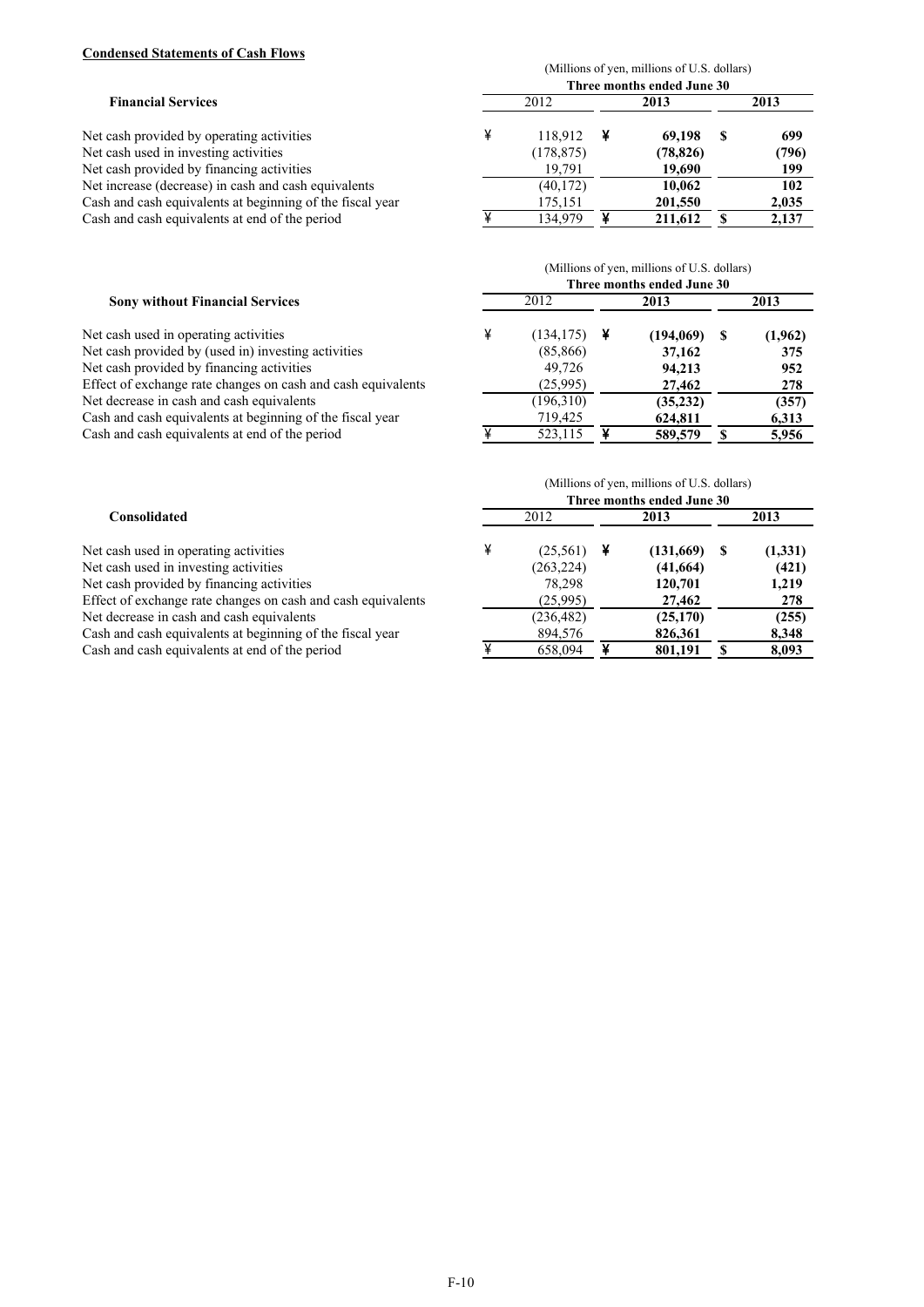**Condensed Statements of Cash Flows**

| Financial Services | (Millions of yen, millions of U.S. dollars) Three months ended June 30 | | |
|---|---|---|---|
| | 2012 | 2013 | 2013 |
| Net cash provided by operating activities | ¥ 118,912 | ¥ **69,198** | $ **699** |
| Net cash used in investing activities | (178,875) | **(78,826)** | **(796)** |
| Net cash provided by financing activities | 19,791 | **19,690** | **199** |
| Net increase (decrease) in cash and cash equivalents | (40,172) | **10,062** | **102** |
| Cash and cash equivalents at beginning of the fiscal year | 175,151 | **201,550** | **2,035** |
| Cash and cash equivalents at end of the period | ¥ 134,979 | ¥ **211,612** | $ **2,137** |

| Sony without Financial Services | (Millions of yen, millions of U.S. dollars) Three months ended June 30 | | |
|---|---|---|---|
| | 2012 | 2013 | 2013 |
| Net cash used in operating activities | ¥ (134,175) | ¥ **(194,069)** | $ **(1,962)** |
| Net cash provided by (used in) investing activities | (85,866) | **37,162** | **375** |
| Net cash provided by financing activities | 49,726 | **94,213** | **952** |
| Effect of exchange rate changes on cash and cash equivalents | (25,995) | **27,462** | **278** |
| Net decrease in cash and cash equivalents | (196,310) | **(35,232)** | **(357)** |
| Cash and cash equivalents at beginning of the fiscal year | 719,425 | **624,811** | **6,313** |
| Cash and cash equivalents at end of the period | ¥ 523,115 | ¥ **589,579** | $ **5,956** |

| Consolidated | (Millions of yen, millions of U.S. dollars) Three months ended June 30 | | |
|---|---|---|---|
| | 2012 | 2013 | 2013 |
| Net cash used in operating activities | ¥ (25,561) | ¥ **(131,669)** | $ **(1,331)** |
| Net cash used in investing activities | (263,224) | **(41,664)** | **(421)** |
| Net cash provided by financing activities | 78,298 | **120,701** | **1,219** |
| Effect of exchange rate changes on cash and cash equivalents | (25,995) | **27,462** | **278** |
| Net decrease in cash and cash equivalents | (236,482) | **(25,170)** | **(255)** |
| Cash and cash equivalents at beginning of the fiscal year | 894,576 | **826,361** | **8,348** |
| Cash and cash equivalents at end of the period | ¥ 658,094 | ¥ **801,191** | $ **8,093** |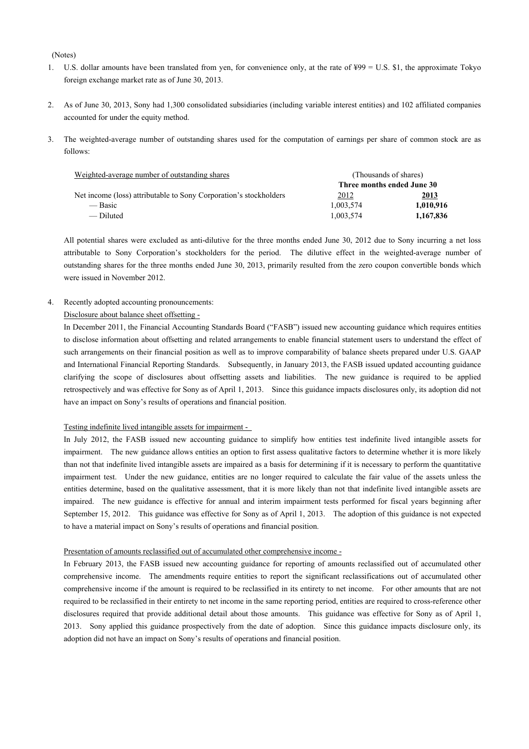(Notes)

1. U.S. dollar amounts have been translated from yen, for convenience only, at the rate of ¥99 = U.S. $1, the approximate Tokyo foreign exchange market rate as of June 30, 2013.

2. As of June 30, 2013, Sony had 1,300 consolidated subsidiaries (including variable interest entities) and 102 affiliated companies accounted for under the equity method.

3. The weighted-average number of outstanding shares used for the computation of earnings per share of common stock are as follows:

| Weighted-average number of outstanding shares | (Thousands of shares) | |
|---|---|---|
| | **Three months ended June 30** | |
| Net income (loss) attributable to Sony Corporation's stockholders | 2012 | **2013** |
| — Basic | 1,003,574 | **1,010,916** |
| — Diluted | 1,003,574 | **1,167,836** |

All potential shares were excluded as anti-dilutive for the three months ended June 30, 2012 due to Sony incurring a net loss attributable to Sony Corporation's stockholders for the period. The dilutive effect in the weighted-average number of outstanding shares for the three months ended June 30, 2013, primarily resulted from the zero coupon convertible bonds which were issued in November 2012.

4. Recently adopted accounting pronouncements:

Disclosure about balance sheet offsetting -

In December 2011, the Financial Accounting Standards Board ("FASB") issued new accounting guidance which requires entities to disclose information about offsetting and related arrangements to enable financial statement users to understand the effect of such arrangements on their financial position as well as to improve comparability of balance sheets prepared under U.S. GAAP and International Financial Reporting Standards. Subsequently, in January 2013, the FASB issued updated accounting guidance clarifying the scope of disclosures about offsetting assets and liabilities. The new guidance is required to be applied retrospectively and was effective for Sony as of April 1, 2013. Since this guidance impacts disclosures only, its adoption did not have an impact on Sony's results of operations and financial position.

Testing indefinite lived intangible assets for impairment -

In July 2012, the FASB issued new accounting guidance to simplify how entities test indefinite lived intangible assets for impairment. The new guidance allows entities an option to first assess qualitative factors to determine whether it is more likely than not that indefinite lived intangible assets are impaired as a basis for determining if it is necessary to perform the quantitative impairment test. Under the new guidance, entities are no longer required to calculate the fair value of the assets unless the entities determine, based on the qualitative assessment, that it is more likely than not that indefinite lived intangible assets are impaired. The new guidance is effective for annual and interim impairment tests performed for fiscal years beginning after September 15, 2012. This guidance was effective for Sony as of April 1, 2013. The adoption of this guidance is not expected to have a material impact on Sony's results of operations and financial position.

Presentation of amounts reclassified out of accumulated other comprehensive income -

In February 2013, the FASB issued new accounting guidance for reporting of amounts reclassified out of accumulated other comprehensive income. The amendments require entities to report the significant reclassifications out of accumulated other comprehensive income if the amount is required to be reclassified in its entirety to net income. For other amounts that are not required to be reclassified in their entirety to net income in the same reporting period, entities are required to cross-reference other disclosures required that provide additional detail about those amounts. This guidance was effective for Sony as of April 1, 2013. Sony applied this guidance prospectively from the date of adoption. Since this guidance impacts disclosure only, its adoption did not have an impact on Sony's results of operations and financial position.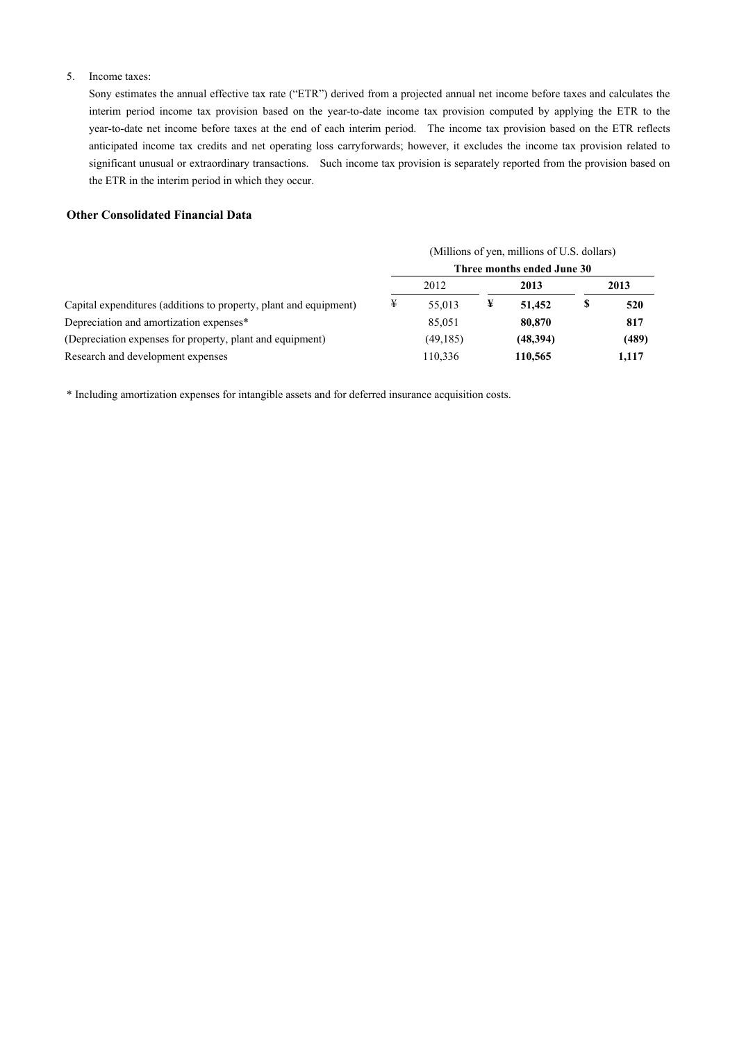5. Income taxes:

   Sony estimates the annual effective tax rate ("ETR") derived from a projected annual net income before taxes and calculates the interim period income tax provision based on the year-to-date income tax provision computed by applying the ETR to the year-to-date net income before taxes at the end of each interim period. The income tax provision based on the ETR reflects anticipated income tax credits and net operating loss carryforwards; however, it excludes the income tax provision related to significant unusual or extraordinary transactions. Such income tax provision is separately reported from the provision based on the ETR in the interim period in which they occur.

### Other Consolidated Financial Data

| | (Millions of yen, millions of U.S. dollars) | | |
|---|---|---|---|
| | **Three months ended June 30** | | |
| | 2012 | **2013** | **2013** |
| Capital expenditures (additions to property, plant and equipment) | ¥ 55,013 | **¥ 51,452** | **$ 520** |
| Depreciation and amortization expenses* | 85,051 | **80,870** | **817** |
| (Depreciation expenses for property, plant and equipment) | (49,185) | **(48,394)** | **(489)** |
| Research and development expenses | 110,336 | **110,565** | **1,117** |

\* Including amortization expenses for intangible assets and for deferred insurance acquisition costs.